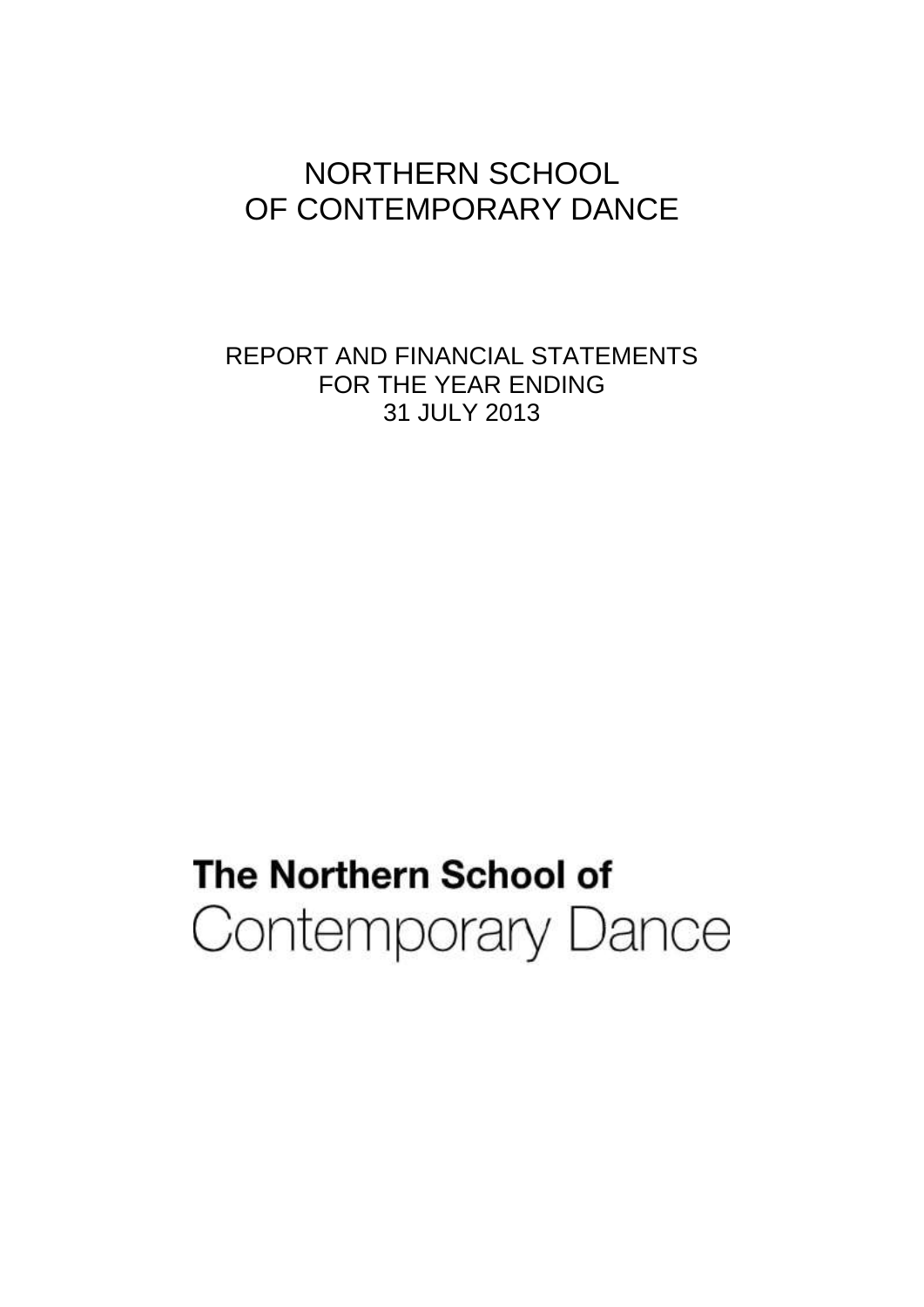# NORTHERN SCHOOL OF CONTEMPORARY DANCE

REPORT AND FINANCIAL STATEMENTS
FOR THE YEAR ENDING
31 JULY 2013

**The Northern School of**
Contemporary Dance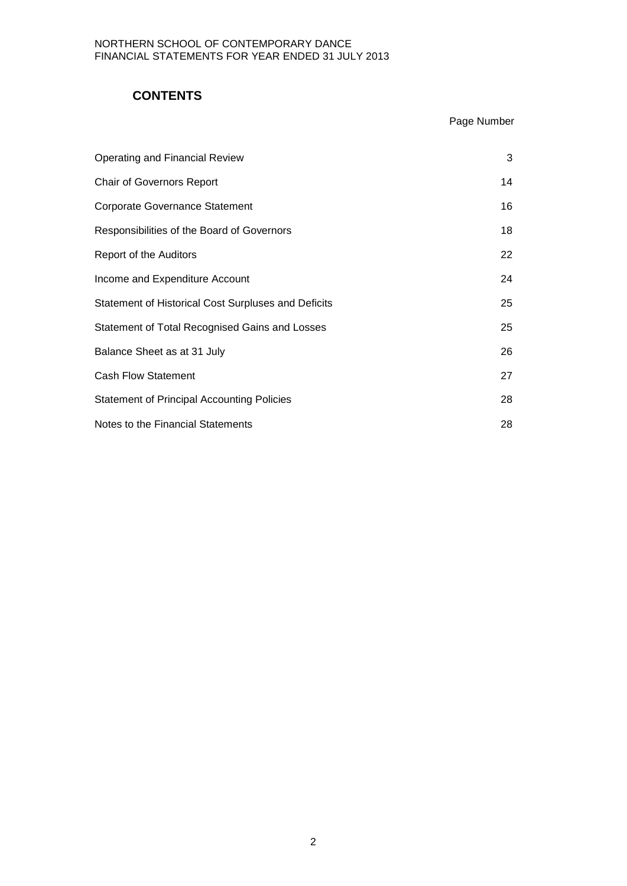## CONTENTS

| | Page Number |
|---|---|
| Operating and Financial Review | 3 |
| Chair of Governors Report | 14 |
| Corporate Governance Statement | 16 |
| Responsibilities of the Board of Governors | 18 |
| Report of the Auditors | 22 |
| Income and Expenditure Account | 24 |
| Statement of Historical Cost Surpluses and Deficits | 25 |
| Statement of Total Recognised Gains and Losses | 25 |
| Balance Sheet as at 31 July | 26 |
| Cash Flow Statement | 27 |
| Statement of Principal Accounting Policies | 28 |
| Notes to the Financial Statements | 28 |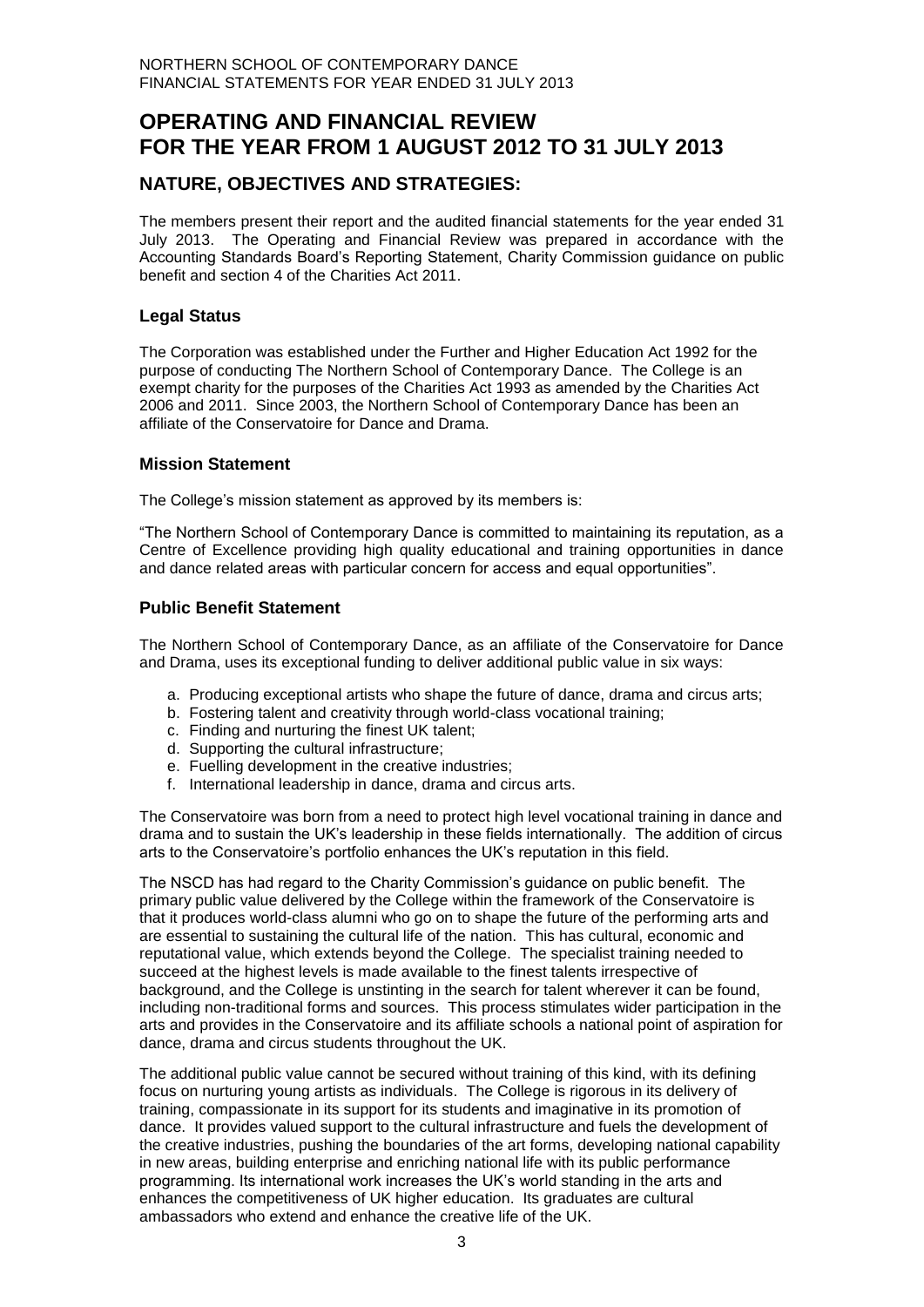# OPERATING AND FINANCIAL REVIEW FOR THE YEAR FROM 1 AUGUST 2012 TO 31 JULY 2013

## NATURE, OBJECTIVES AND STRATEGIES:

The members present their report and the audited financial statements for the year ended 31 July 2013. The Operating and Financial Review was prepared in accordance with the Accounting Standards Board's Reporting Statement, Charity Commission guidance on public benefit and section 4 of the Charities Act 2011.

### Legal Status

The Corporation was established under the Further and Higher Education Act 1992 for the purpose of conducting The Northern School of Contemporary Dance. The College is an exempt charity for the purposes of the Charities Act 1993 as amended by the Charities Act 2006 and 2011. Since 2003, the Northern School of Contemporary Dance has been an affiliate of the Conservatoire for Dance and Drama.

### Mission Statement

The College's mission statement as approved by its members is:

"The Northern School of Contemporary Dance is committed to maintaining its reputation, as a Centre of Excellence providing high quality educational and training opportunities in dance and dance related areas with particular concern for access and equal opportunities".

### Public Benefit Statement

The Northern School of Contemporary Dance, as an affiliate of the Conservatoire for Dance and Drama, uses its exceptional funding to deliver additional public value in six ways:

a. Producing exceptional artists who shape the future of dance, drama and circus arts;
b. Fostering talent and creativity through world-class vocational training;
c. Finding and nurturing the finest UK talent;
d. Supporting the cultural infrastructure;
e. Fuelling development in the creative industries;
f. International leadership in dance, drama and circus arts.

The Conservatoire was born from a need to protect high level vocational training in dance and drama and to sustain the UK's leadership in these fields internationally. The addition of circus arts to the Conservatoire's portfolio enhances the UK's reputation in this field.

The NSCD has had regard to the Charity Commission's guidance on public benefit. The primary public value delivered by the College within the framework of the Conservatoire is that it produces world-class alumni who go on to shape the future of the performing arts and are essential to sustaining the cultural life of the nation. This has cultural, economic and reputational value, which extends beyond the College. The specialist training needed to succeed at the highest levels is made available to the finest talents irrespective of background, and the College is unstinting in the search for talent wherever it can be found, including non-traditional forms and sources. This process stimulates wider participation in the arts and provides in the Conservatoire and its affiliate schools a national point of aspiration for dance, drama and circus students throughout the UK.

The additional public value cannot be secured without training of this kind, with its defining focus on nurturing young artists as individuals. The College is rigorous in its delivery of training, compassionate in its support for its students and imaginative in its promotion of dance. It provides valued support to the cultural infrastructure and fuels the development of the creative industries, pushing the boundaries of the art forms, developing national capability in new areas, building enterprise and enriching national life with its public performance programming. Its international work increases the UK's world standing in the arts and enhances the competitiveness of UK higher education. Its graduates are cultural ambassadors who extend and enhance the creative life of the UK.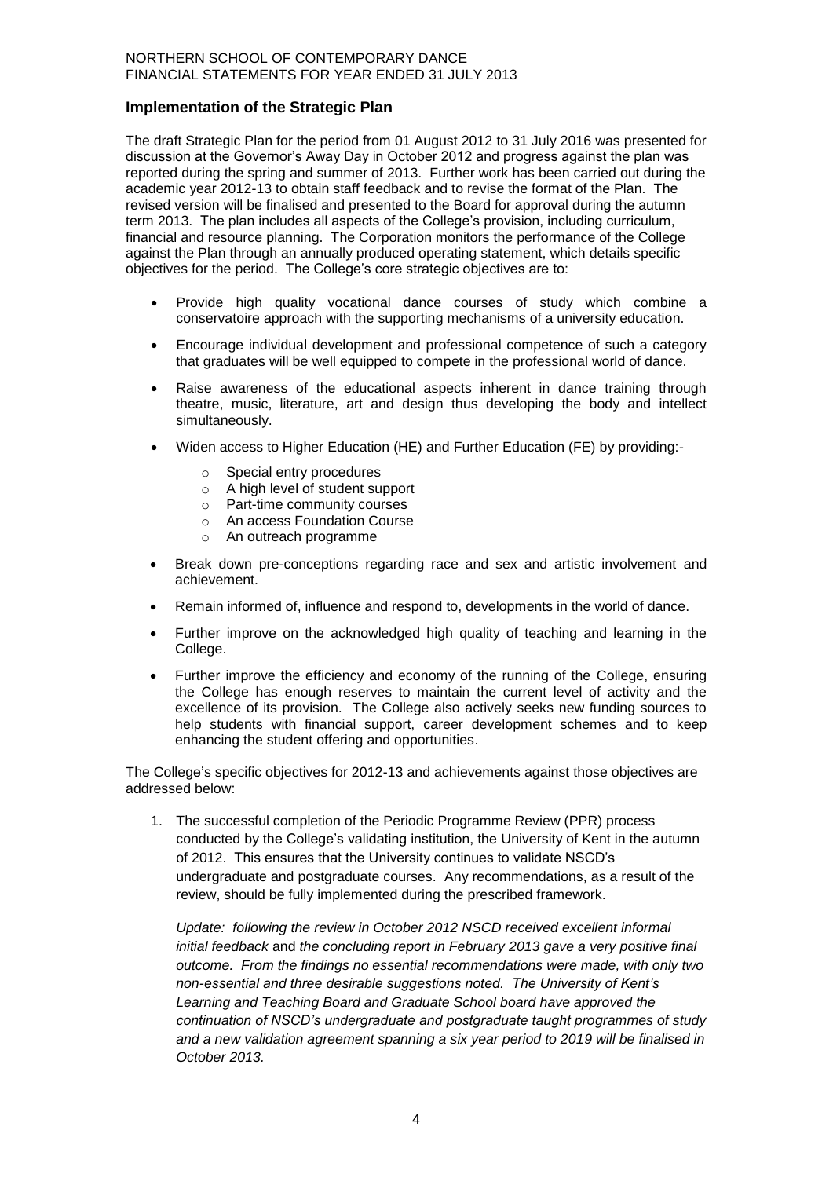## Implementation of the Strategic Plan

The draft Strategic Plan for the period from 01 August 2012 to 31 July 2016 was presented for discussion at the Governor's Away Day in October 2012 and progress against the plan was reported during the spring and summer of 2013. Further work has been carried out during the academic year 2012-13 to obtain staff feedback and to revise the format of the Plan. The revised version will be finalised and presented to the Board for approval during the autumn term 2013. The plan includes all aspects of the College's provision, including curriculum, financial and resource planning. The Corporation monitors the performance of the College against the Plan through an annually produced operating statement, which details specific objectives for the period. The College's core strategic objectives are to:

- Provide high quality vocational dance courses of study which combine a conservatoire approach with the supporting mechanisms of a university education.
- Encourage individual development and professional competence of such a category that graduates will be well equipped to compete in the professional world of dance.
- Raise awareness of the educational aspects inherent in dance training through theatre, music, literature, art and design thus developing the body and intellect simultaneously.
- Widen access to Higher Education (HE) and Further Education (FE) by providing:-
  - Special entry procedures
  - A high level of student support
  - Part-time community courses
  - An access Foundation Course
  - An outreach programme
- Break down pre-conceptions regarding race and sex and artistic involvement and achievement.
- Remain informed of, influence and respond to, developments in the world of dance.
- Further improve on the acknowledged high quality of teaching and learning in the College.
- Further improve the efficiency and economy of the running of the College, ensuring the College has enough reserves to maintain the current level of activity and the excellence of its provision. The College also actively seeks new funding sources to help students with financial support, career development schemes and to keep enhancing the student offering and opportunities.

The College's specific objectives for 2012-13 and achievements against those objectives are addressed below:

1. The successful completion of the Periodic Programme Review (PPR) process conducted by the College's validating institution, the University of Kent in the autumn of 2012. This ensures that the University continues to validate NSCD's undergraduate and postgraduate courses. Any recommendations, as a result of the review, should be fully implemented during the prescribed framework.

   *Update: following the review in October 2012 NSCD received excellent informal initial feedback* and *the concluding report in February 2013 gave a very positive final outcome. From the findings no essential recommendations were made, with only two non-essential and three desirable suggestions noted. The University of Kent's Learning and Teaching Board and Graduate School board have approved the continuation of NSCD's undergraduate and postgraduate taught programmes of study and a new validation agreement spanning a six year period to 2019 will be finalised in October 2013.*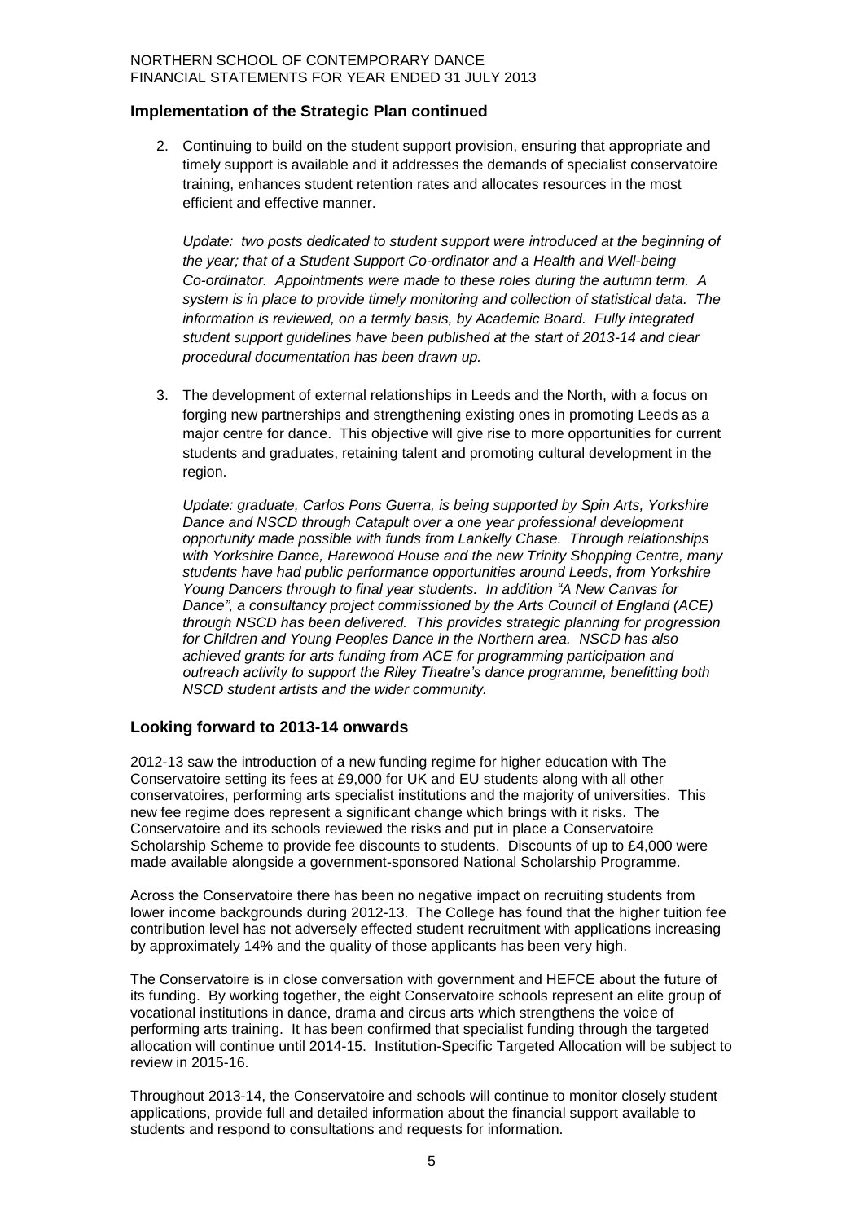## Implementation of the Strategic Plan continued

2. Continuing to build on the student support provision, ensuring that appropriate and timely support is available and it addresses the demands of specialist conservatoire training, enhances student retention rates and allocates resources in the most efficient and effective manner.

   *Update: two posts dedicated to student support were introduced at the beginning of the year; that of a Student Support Co-ordinator and a Health and Well-being Co-ordinator. Appointments were made to these roles during the autumn term. A system is in place to provide timely monitoring and collection of statistical data. The information is reviewed, on a termly basis, by Academic Board. Fully integrated student support guidelines have been published at the start of 2013-14 and clear procedural documentation has been drawn up.*

3. The development of external relationships in Leeds and the North, with a focus on forging new partnerships and strengthening existing ones in promoting Leeds as a major centre for dance. This objective will give rise to more opportunities for current students and graduates, retaining talent and promoting cultural development in the region.

   *Update: graduate, Carlos Pons Guerra, is being supported by Spin Arts, Yorkshire Dance and NSCD through Catapult over a one year professional development opportunity made possible with funds from Lankelly Chase. Through relationships with Yorkshire Dance, Harewood House and the new Trinity Shopping Centre, many students have had public performance opportunities around Leeds, from Yorkshire Young Dancers through to final year students. In addition "A New Canvas for Dance", a consultancy project commissioned by the Arts Council of England (ACE) through NSCD has been delivered. This provides strategic planning for progression for Children and Young Peoples Dance in the Northern area. NSCD has also achieved grants for arts funding from ACE for programming participation and outreach activity to support the Riley Theatre's dance programme, benefitting both NSCD student artists and the wider community.*

## Looking forward to 2013-14 onwards

2012-13 saw the introduction of a new funding regime for higher education with The Conservatoire setting its fees at £9,000 for UK and EU students along with all other conservatoires, performing arts specialist institutions and the majority of universities. This new fee regime does represent a significant change which brings with it risks. The Conservatoire and its schools reviewed the risks and put in place a Conservatoire Scholarship Scheme to provide fee discounts to students. Discounts of up to £4,000 were made available alongside a government-sponsored National Scholarship Programme.

Across the Conservatoire there has been no negative impact on recruiting students from lower income backgrounds during 2012-13. The College has found that the higher tuition fee contribution level has not adversely effected student recruitment with applications increasing by approximately 14% and the quality of those applicants has been very high.

The Conservatoire is in close conversation with government and HEFCE about the future of its funding. By working together, the eight Conservatoire schools represent an elite group of vocational institutions in dance, drama and circus arts which strengthens the voice of performing arts training. It has been confirmed that specialist funding through the targeted allocation will continue until 2014-15. Institution-Specific Targeted Allocation will be subject to review in 2015-16.

Throughout 2013-14, the Conservatoire and schools will continue to monitor closely student applications, provide full and detailed information about the financial support available to students and respond to consultations and requests for information.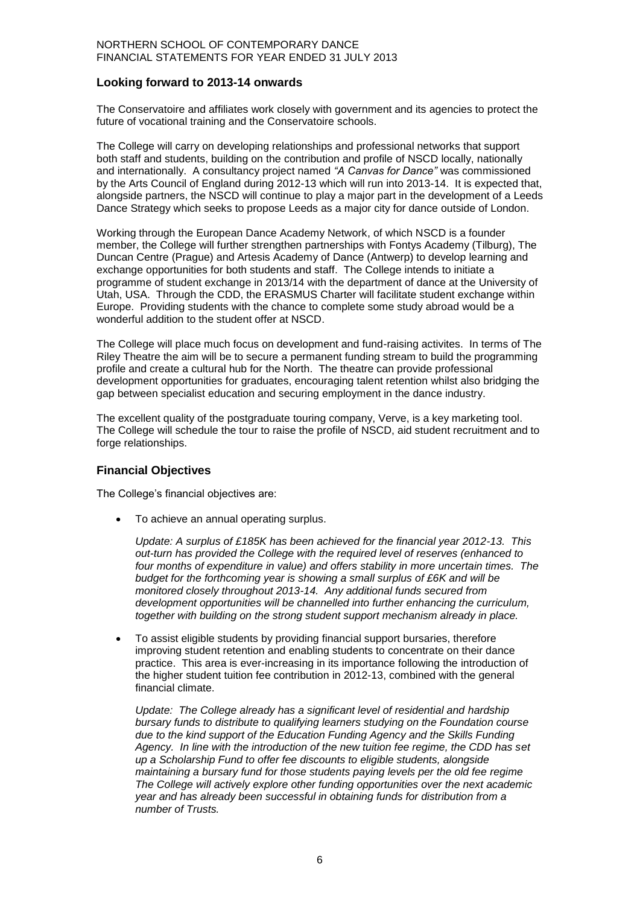## Looking forward to 2013-14 onwards

The Conservatoire and affiliates work closely with government and its agencies to protect the future of vocational training and the Conservatoire schools.

The College will carry on developing relationships and professional networks that support both staff and students, building on the contribution and profile of NSCD locally, nationally and internationally. A consultancy project named *"A Canvas for Dance"* was commissioned by the Arts Council of England during 2012-13 which will run into 2013-14. It is expected that, alongside partners, the NSCD will continue to play a major part in the development of a Leeds Dance Strategy which seeks to propose Leeds as a major city for dance outside of London.

Working through the European Dance Academy Network, of which NSCD is a founder member, the College will further strengthen partnerships with Fontys Academy (Tilburg), The Duncan Centre (Prague) and Artesis Academy of Dance (Antwerp) to develop learning and exchange opportunities for both students and staff. The College intends to initiate a programme of student exchange in 2013/14 with the department of dance at the University of Utah, USA. Through the CDD, the ERASMUS Charter will facilitate student exchange within Europe. Providing students with the chance to complete some study abroad would be a wonderful addition to the student offer at NSCD.

The College will place much focus on development and fund-raising activites. In terms of The Riley Theatre the aim will be to secure a permanent funding stream to build the programming profile and create a cultural hub for the North. The theatre can provide professional development opportunities for graduates, encouraging talent retention whilst also bridging the gap between specialist education and securing employment in the dance industry.

The excellent quality of the postgraduate touring company, Verve, is a key marketing tool. The College will schedule the tour to raise the profile of NSCD, aid student recruitment and to forge relationships.

## Financial Objectives

The College's financial objectives are:

- To achieve an annual operating surplus.

  *Update: A surplus of £185K has been achieved for the financial year 2012-13. This out-turn has provided the College with the required level of reserves (enhanced to four months of expenditure in value) and offers stability in more uncertain times. The budget for the forthcoming year is showing a small surplus of £6K and will be monitored closely throughout 2013-14. Any additional funds secured from development opportunities will be channelled into further enhancing the curriculum, together with building on the strong student support mechanism already in place.*

- To assist eligible students by providing financial support bursaries, therefore improving student retention and enabling students to concentrate on their dance practice. This area is ever-increasing in its importance following the introduction of the higher student tuition fee contribution in 2012-13, combined with the general financial climate.

  *Update: The College already has a significant level of residential and hardship bursary funds to distribute to qualifying learners studying on the Foundation course due to the kind support of the Education Funding Agency and the Skills Funding Agency. In line with the introduction of the new tuition fee regime, the CDD has set up a Scholarship Fund to offer fee discounts to eligible students, alongside maintaining a bursary fund for those students paying levels per the old fee regime The College will actively explore other funding opportunities over the next academic year and has already been successful in obtaining funds for distribution from a number of Trusts.*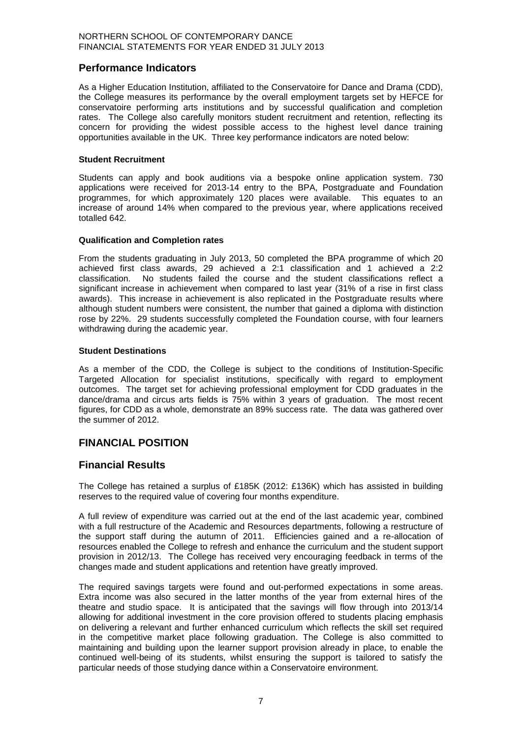## Performance Indicators

As a Higher Education Institution, affiliated to the Conservatoire for Dance and Drama (CDD), the College measures its performance by the overall employment targets set by HEFCE for conservatoire performing arts institutions and by successful qualification and completion rates. The College also carefully monitors student recruitment and retention, reflecting its concern for providing the widest possible access to the highest level dance training opportunities available in the UK. Three key performance indicators are noted below:

### Student Recruitment

Students can apply and book auditions via a bespoke online application system. 730 applications were received for 2013-14 entry to the BPA, Postgraduate and Foundation programmes, for which approximately 120 places were available. This equates to an increase of around 14% when compared to the previous year, where applications received totalled 642.

### Qualification and Completion rates

From the students graduating in July 2013, 50 completed the BPA programme of which 20 achieved first class awards, 29 achieved a 2:1 classification and 1 achieved a 2:2 classification. No students failed the course and the student classifications reflect a significant increase in achievement when compared to last year (31% of a rise in first class awards). This increase in achievement is also replicated in the Postgraduate results where although student numbers were consistent, the number that gained a diploma with distinction rose by 22%. 29 students successfully completed the Foundation course, with four learners withdrawing during the academic year.

### Student Destinations

As a member of the CDD, the College is subject to the conditions of Institution-Specific Targeted Allocation for specialist institutions, specifically with regard to employment outcomes. The target set for achieving professional employment for CDD graduates in the dance/drama and circus arts fields is 75% within 3 years of graduation. The most recent figures, for CDD as a whole, demonstrate an 89% success rate. The data was gathered over the summer of 2012.

# FINANCIAL POSITION

## Financial Results

The College has retained a surplus of £185K (2012: £136K) which has assisted in building reserves to the required value of covering four months expenditure.

A full review of expenditure was carried out at the end of the last academic year, combined with a full restructure of the Academic and Resources departments, following a restructure of the support staff during the autumn of 2011. Efficiencies gained and a re-allocation of resources enabled the College to refresh and enhance the curriculum and the student support provision in 2012/13. The College has received very encouraging feedback in terms of the changes made and student applications and retention have greatly improved.

The required savings targets were found and out-performed expectations in some areas. Extra income was also secured in the latter months of the year from external hires of the theatre and studio space. It is anticipated that the savings will flow through into 2013/14 allowing for additional investment in the core provision offered to students placing emphasis on delivering a relevant and further enhanced curriculum which reflects the skill set required in the competitive market place following graduation. The College is also committed to maintaining and building upon the learner support provision already in place, to enable the continued well-being of its students, whilst ensuring the support is tailored to satisfy the particular needs of those studying dance within a Conservatoire environment.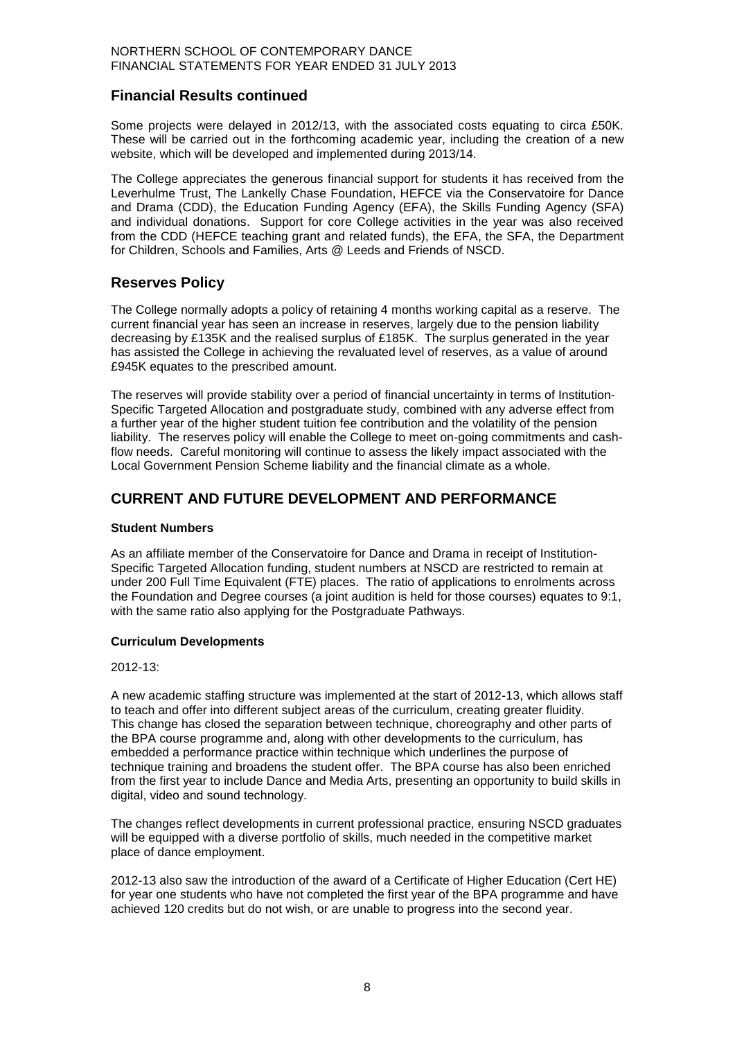## Financial Results continued

Some projects were delayed in 2012/13, with the associated costs equating to circa £50K. These will be carried out in the forthcoming academic year, including the creation of a new website, which will be developed and implemented during 2013/14.

The College appreciates the generous financial support for students it has received from the Leverhulme Trust, The Lankelly Chase Foundation, HEFCE via the Conservatoire for Dance and Drama (CDD), the Education Funding Agency (EFA), the Skills Funding Agency (SFA) and individual donations. Support for core College activities in the year was also received from the CDD (HEFCE teaching grant and related funds), the EFA, the SFA, the Department for Children, Schools and Families, Arts @ Leeds and Friends of NSCD.

## Reserves Policy

The College normally adopts a policy of retaining 4 months working capital as a reserve. The current financial year has seen an increase in reserves, largely due to the pension liability decreasing by £135K and the realised surplus of £185K. The surplus generated in the year has assisted the College in achieving the revaluated level of reserves, as a value of around £945K equates to the prescribed amount.

The reserves will provide stability over a period of financial uncertainty in terms of Institution-Specific Targeted Allocation and postgraduate study, combined with any adverse effect from a further year of the higher student tuition fee contribution and the volatility of the pension liability. The reserves policy will enable the College to meet on-going commitments and cash-flow needs. Careful monitoring will continue to assess the likely impact associated with the Local Government Pension Scheme liability and the financial climate as a whole.

## CURRENT AND FUTURE DEVELOPMENT AND PERFORMANCE

**Student Numbers**

As an affiliate member of the Conservatoire for Dance and Drama in receipt of Institution-Specific Targeted Allocation funding, student numbers at NSCD are restricted to remain at under 200 Full Time Equivalent (FTE) places. The ratio of applications to enrolments across the Foundation and Degree courses (a joint audition is held for those courses) equates to 9:1, with the same ratio also applying for the Postgraduate Pathways.

**Curriculum Developments**

2012-13:

A new academic staffing structure was implemented at the start of 2012-13, which allows staff to teach and offer into different subject areas of the curriculum, creating greater fluidity. This change has closed the separation between technique, choreography and other parts of the BPA course programme and, along with other developments to the curriculum, has embedded a performance practice within technique which underlines the purpose of technique training and broadens the student offer. The BPA course has also been enriched from the first year to include Dance and Media Arts, presenting an opportunity to build skills in digital, video and sound technology.

The changes reflect developments in current professional practice, ensuring NSCD graduates will be equipped with a diverse portfolio of skills, much needed in the competitive market place of dance employment.

2012-13 also saw the introduction of the award of a Certificate of Higher Education (Cert HE) for year one students who have not completed the first year of the BPA programme and have achieved 120 credits but do not wish, or are unable to progress into the second year.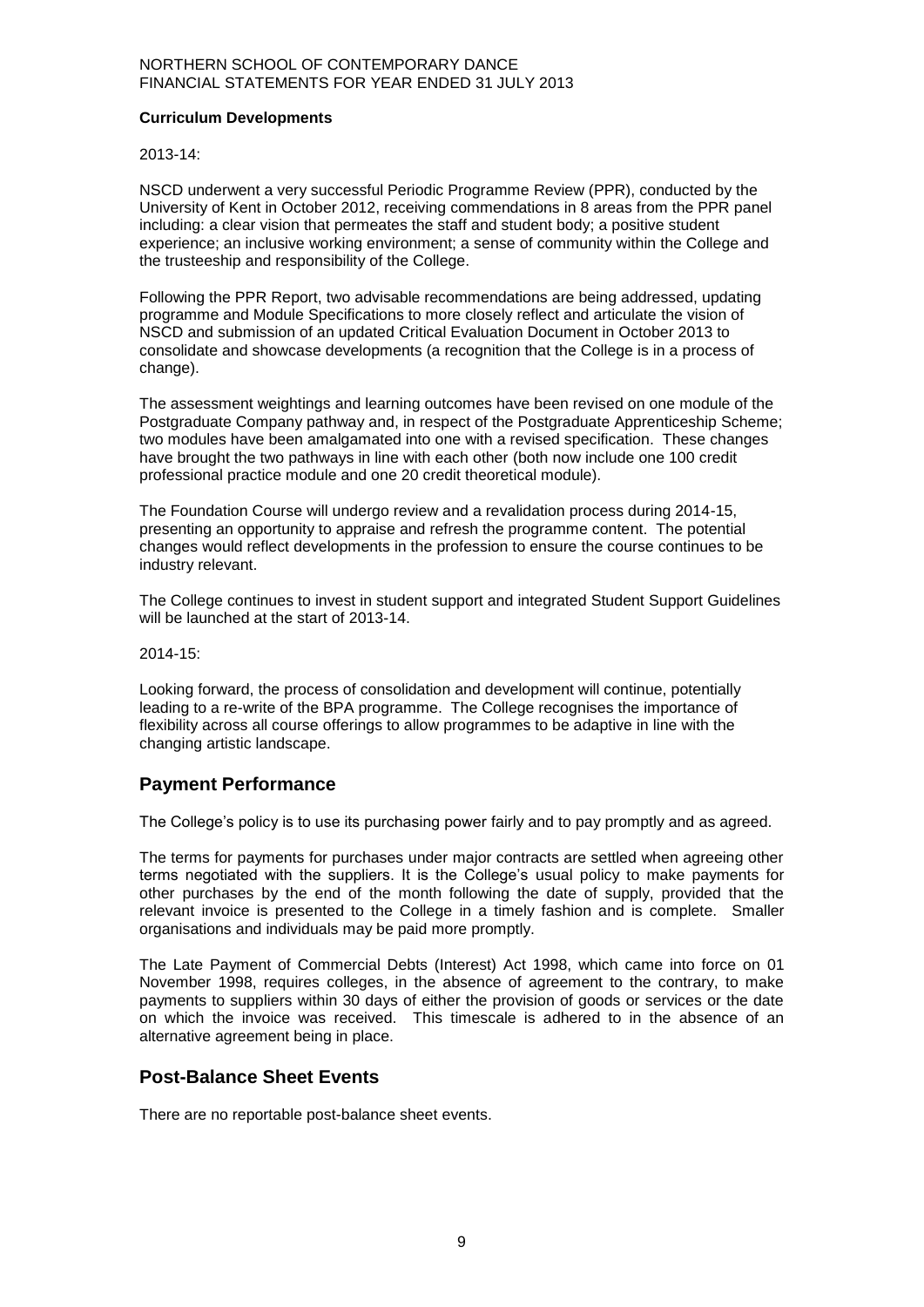### Curriculum Developments

2013-14:

NSCD underwent a very successful Periodic Programme Review (PPR), conducted by the University of Kent in October 2012, receiving commendations in 8 areas from the PPR panel including: a clear vision that permeates the staff and student body; a positive student experience; an inclusive working environment; a sense of community within the College and the trusteeship and responsibility of the College.

Following the PPR Report, two advisable recommendations are being addressed, updating programme and Module Specifications to more closely reflect and articulate the vision of NSCD and submission of an updated Critical Evaluation Document in October 2013 to consolidate and showcase developments (a recognition that the College is in a process of change).

The assessment weightings and learning outcomes have been revised on one module of the Postgraduate Company pathway and, in respect of the Postgraduate Apprenticeship Scheme; two modules have been amalgamated into one with a revised specification. These changes have brought the two pathways in line with each other (both now include one 100 credit professional practice module and one 20 credit theoretical module).

The Foundation Course will undergo review and a revalidation process during 2014-15, presenting an opportunity to appraise and refresh the programme content. The potential changes would reflect developments in the profession to ensure the course continues to be industry relevant.

The College continues to invest in student support and integrated Student Support Guidelines will be launched at the start of 2013-14.

2014-15:

Looking forward, the process of consolidation and development will continue, potentially leading to a re-write of the BPA programme. The College recognises the importance of flexibility across all course offerings to allow programmes to be adaptive in line with the changing artistic landscape.

## Payment Performance

The College's policy is to use its purchasing power fairly and to pay promptly and as agreed.

The terms for payments for purchases under major contracts are settled when agreeing other terms negotiated with the suppliers. It is the College's usual policy to make payments for other purchases by the end of the month following the date of supply, provided that the relevant invoice is presented to the College in a timely fashion and is complete. Smaller organisations and individuals may be paid more promptly.

The Late Payment of Commercial Debts (Interest) Act 1998, which came into force on 01 November 1998, requires colleges, in the absence of agreement to the contrary, to make payments to suppliers within 30 days of either the provision of goods or services or the date on which the invoice was received. This timescale is adhered to in the absence of an alternative agreement being in place.

## Post-Balance Sheet Events

There are no reportable post-balance sheet events.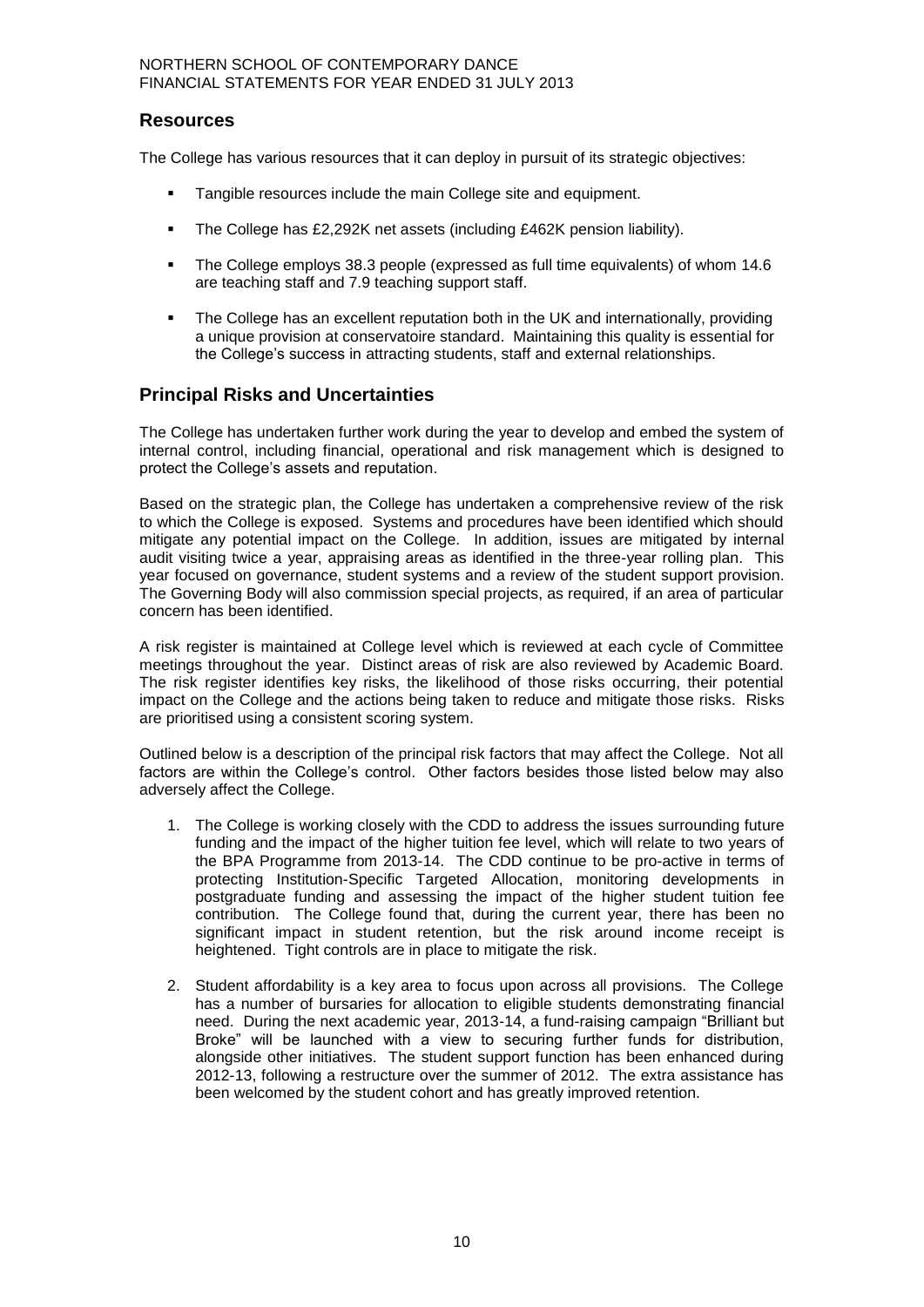## Resources

The College has various resources that it can deploy in pursuit of its strategic objectives:

- Tangible resources include the main College site and equipment.
- The College has £2,292K net assets (including £462K pension liability).
- The College employs 38.3 people (expressed as full time equivalents) of whom 14.6 are teaching staff and 7.9 teaching support staff.
- The College has an excellent reputation both in the UK and internationally, providing a unique provision at conservatoire standard. Maintaining this quality is essential for the College's success in attracting students, staff and external relationships.

## Principal Risks and Uncertainties

The College has undertaken further work during the year to develop and embed the system of internal control, including financial, operational and risk management which is designed to protect the College's assets and reputation.

Based on the strategic plan, the College has undertaken a comprehensive review of the risk to which the College is exposed. Systems and procedures have been identified which should mitigate any potential impact on the College. In addition, issues are mitigated by internal audit visiting twice a year, appraising areas as identified in the three-year rolling plan. This year focused on governance, student systems and a review of the student support provision. The Governing Body will also commission special projects, as required, if an area of particular concern has been identified.

A risk register is maintained at College level which is reviewed at each cycle of Committee meetings throughout the year. Distinct areas of risk are also reviewed by Academic Board. The risk register identifies key risks, the likelihood of those risks occurring, their potential impact on the College and the actions being taken to reduce and mitigate those risks. Risks are prioritised using a consistent scoring system.

Outlined below is a description of the principal risk factors that may affect the College. Not all factors are within the College's control. Other factors besides those listed below may also adversely affect the College.

1. The College is working closely with the CDD to address the issues surrounding future funding and the impact of the higher tuition fee level, which will relate to two years of the BPA Programme from 2013-14. The CDD continue to be pro-active in terms of protecting Institution-Specific Targeted Allocation, monitoring developments in postgraduate funding and assessing the impact of the higher student tuition fee contribution. The College found that, during the current year, there has been no significant impact in student retention, but the risk around income receipt is heightened. Tight controls are in place to mitigate the risk.

2. Student affordability is a key area to focus upon across all provisions. The College has a number of bursaries for allocation to eligible students demonstrating financial need. During the next academic year, 2013-14, a fund-raising campaign "Brilliant but Broke" will be launched with a view to securing further funds for distribution, alongside other initiatives. The student support function has been enhanced during 2012-13, following a restructure over the summer of 2012. The extra assistance has been welcomed by the student cohort and has greatly improved retention.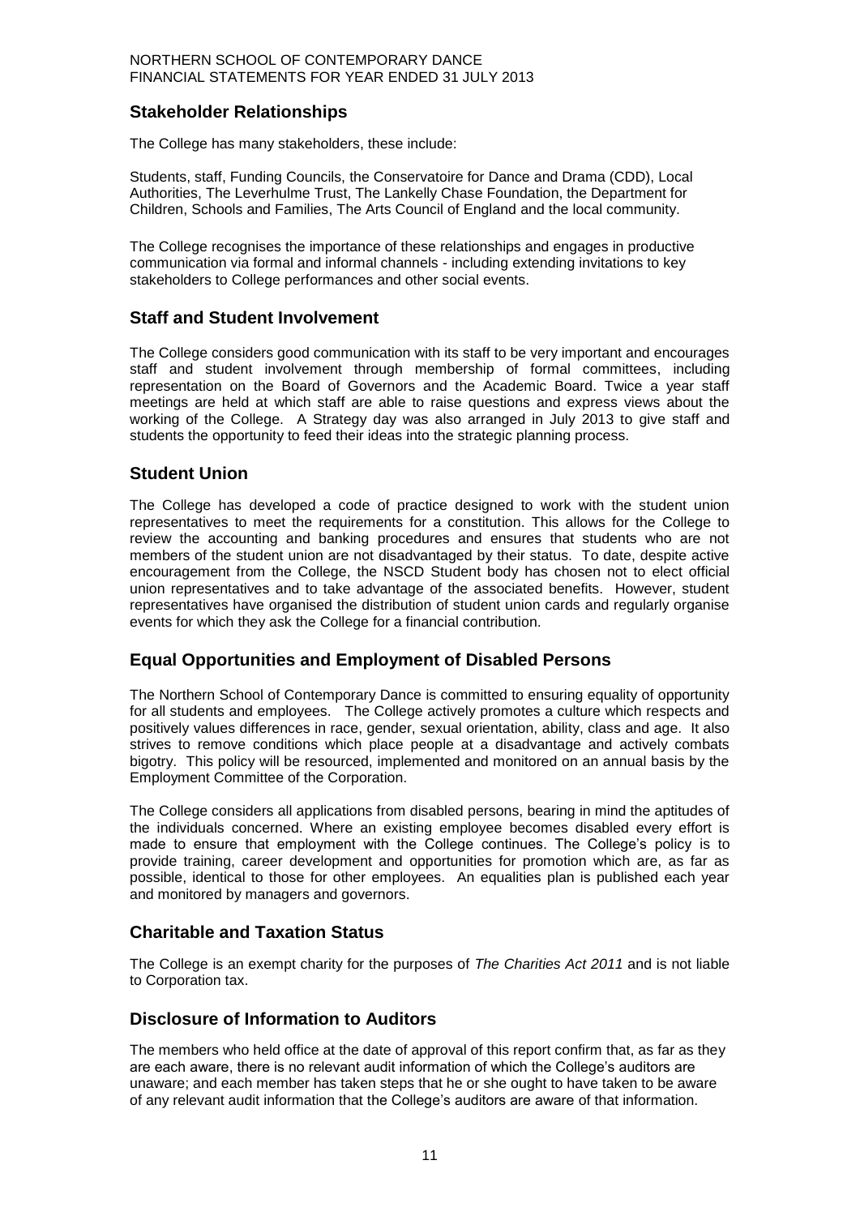## Stakeholder Relationships

The College has many stakeholders, these include:

Students, staff, Funding Councils, the Conservatoire for Dance and Drama (CDD), Local Authorities, The Leverhulme Trust, The Lankelly Chase Foundation, the Department for Children, Schools and Families, The Arts Council of England and the local community.

The College recognises the importance of these relationships and engages in productive communication via formal and informal channels - including extending invitations to key stakeholders to College performances and other social events.

## Staff and Student Involvement

The College considers good communication with its staff to be very important and encourages staff and student involvement through membership of formal committees, including representation on the Board of Governors and the Academic Board. Twice a year staff meetings are held at which staff are able to raise questions and express views about the working of the College. A Strategy day was also arranged in July 2013 to give staff and students the opportunity to feed their ideas into the strategic planning process.

## Student Union

The College has developed a code of practice designed to work with the student union representatives to meet the requirements for a constitution. This allows for the College to review the accounting and banking procedures and ensures that students who are not members of the student union are not disadvantaged by their status. To date, despite active encouragement from the College, the NSCD Student body has chosen not to elect official union representatives and to take advantage of the associated benefits. However, student representatives have organised the distribution of student union cards and regularly organise events for which they ask the College for a financial contribution.

## Equal Opportunities and Employment of Disabled Persons

The Northern School of Contemporary Dance is committed to ensuring equality of opportunity for all students and employees. The College actively promotes a culture which respects and positively values differences in race, gender, sexual orientation, ability, class and age. It also strives to remove conditions which place people at a disadvantage and actively combats bigotry. This policy will be resourced, implemented and monitored on an annual basis by the Employment Committee of the Corporation.

The College considers all applications from disabled persons, bearing in mind the aptitudes of the individuals concerned. Where an existing employee becomes disabled every effort is made to ensure that employment with the College continues. The College's policy is to provide training, career development and opportunities for promotion which are, as far as possible, identical to those for other employees. An equalities plan is published each year and monitored by managers and governors.

## Charitable and Taxation Status

The College is an exempt charity for the purposes of *The Charities Act 2011* and is not liable to Corporation tax.

## Disclosure of Information to Auditors

The members who held office at the date of approval of this report confirm that, as far as they are each aware, there is no relevant audit information of which the College's auditors are unaware; and each member has taken steps that he or she ought to have taken to be aware of any relevant audit information that the College's auditors are aware of that information.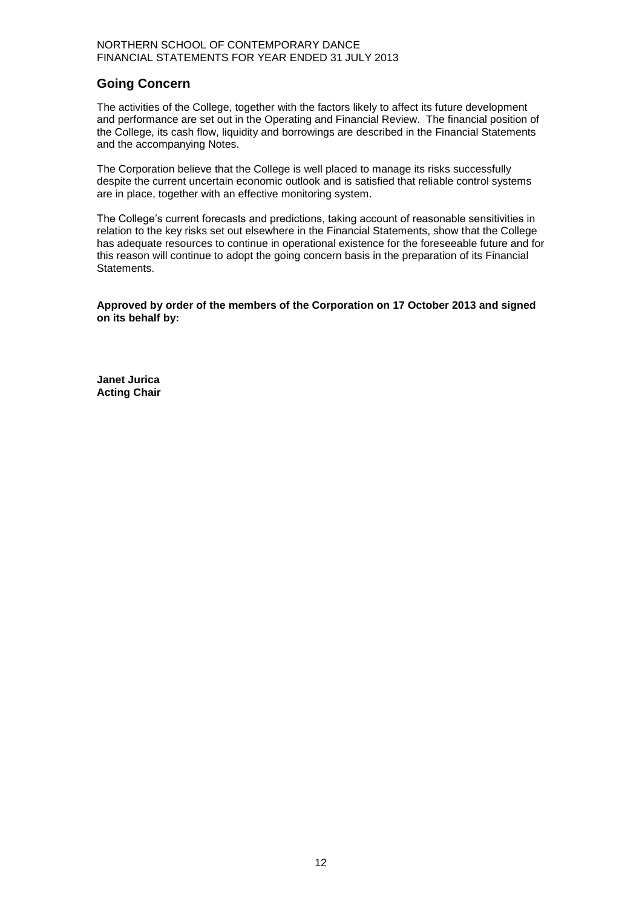## Going Concern

The activities of the College, together with the factors likely to affect its future development and performance are set out in the Operating and Financial Review. The financial position of the College, its cash flow, liquidity and borrowings are described in the Financial Statements and the accompanying Notes.

The Corporation believe that the College is well placed to manage its risks successfully despite the current uncertain economic outlook and is satisfied that reliable control systems are in place, together with an effective monitoring system.

The College's current forecasts and predictions, taking account of reasonable sensitivities in relation to the key risks set out elsewhere in the Financial Statements, show that the College has adequate resources to continue in operational existence for the foreseeable future and for this reason will continue to adopt the going concern basis in the preparation of its Financial Statements.

**Approved by order of the members of the Corporation on 17 October 2013 and signed on its behalf by:**

**Janet Jurica**
**Acting Chair**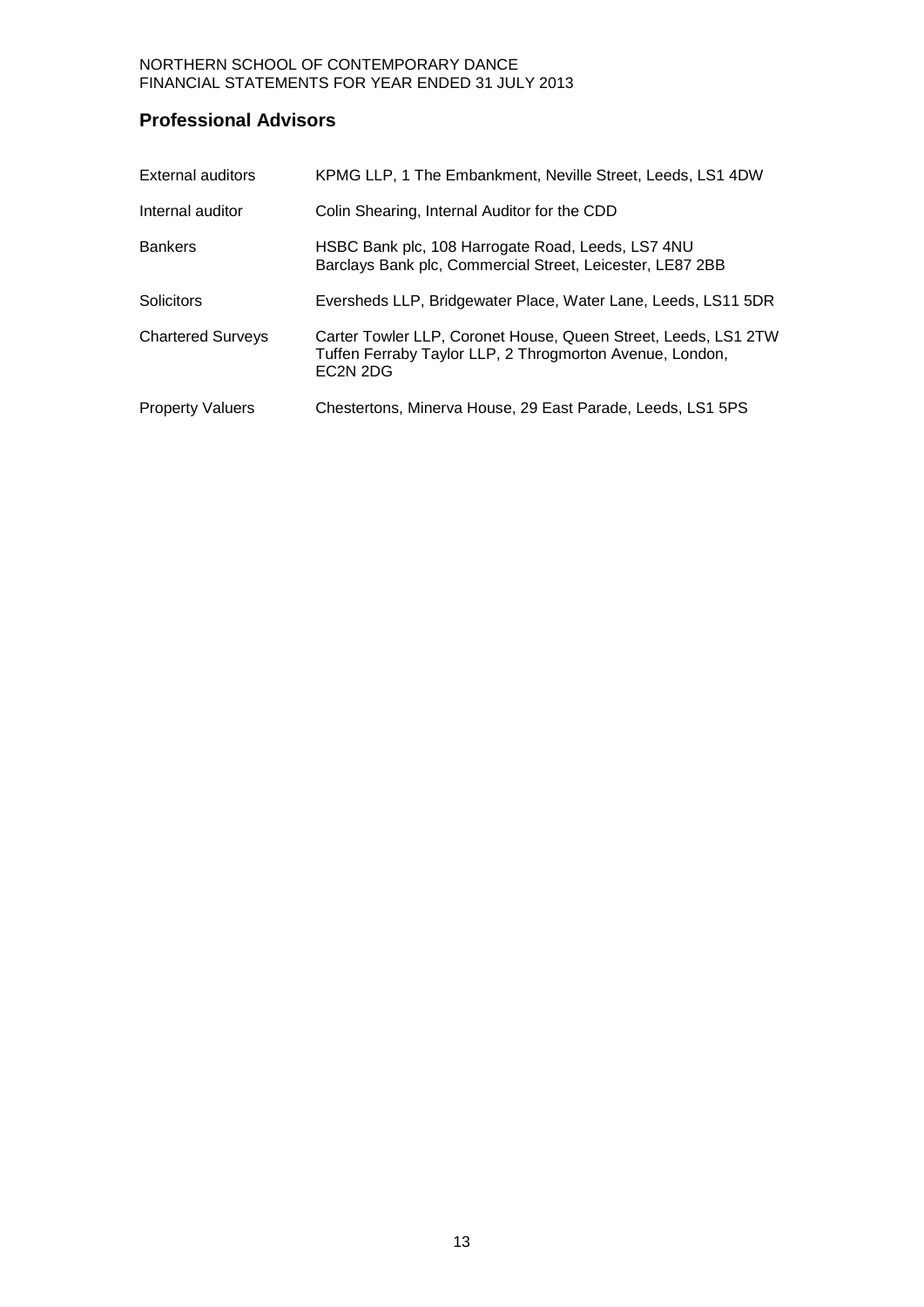## Professional Advisors

| | |
|---|---|
| External auditors | KPMG LLP, 1 The Embankment, Neville Street, Leeds, LS1 4DW |
| Internal auditor | Colin Shearing, Internal Auditor for the CDD |
| Bankers | HSBC Bank plc, 108 Harrogate Road, Leeds, LS7 4NU<br>Barclays Bank plc, Commercial Street, Leicester, LE87 2BB |
| Solicitors | Eversheds LLP, Bridgewater Place, Water Lane, Leeds, LS11 5DR |
| Chartered Surveys | Carter Towler LLP, Coronet House, Queen Street, Leeds, LS1 2TW<br>Tuffen Ferraby Taylor LLP, 2 Throgmorton Avenue, London, EC2N 2DG |
| Property Valuers | Chestertons, Minerva House, 29 East Parade, Leeds, LS1 5PS |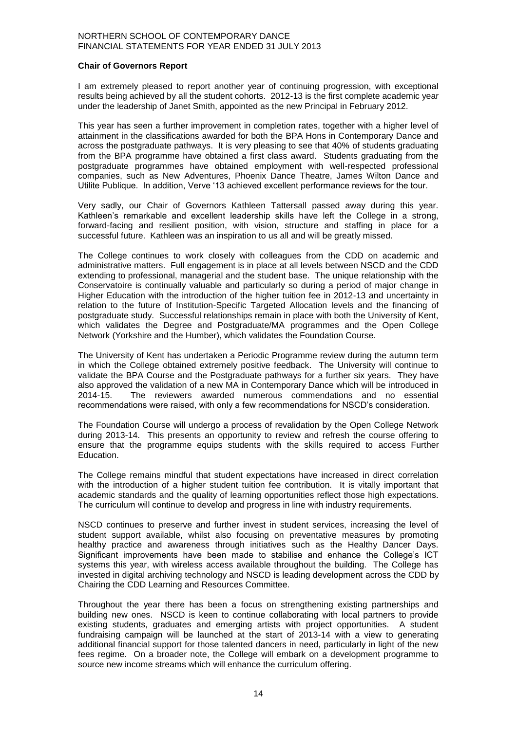## Chair of Governors Report

I am extremely pleased to report another year of continuing progression, with exceptional results being achieved by all the student cohorts. 2012-13 is the first complete academic year under the leadership of Janet Smith, appointed as the new Principal in February 2012.

This year has seen a further improvement in completion rates, together with a higher level of attainment in the classifications awarded for both the BPA Hons in Contemporary Dance and across the postgraduate pathways. It is very pleasing to see that 40% of students graduating from the BPA programme have obtained a first class award. Students graduating from the postgraduate programmes have obtained employment with well-respected professional companies, such as New Adventures, Phoenix Dance Theatre, James Wilton Dance and Utilite Publique. In addition, Verve '13 achieved excellent performance reviews for the tour.

Very sadly, our Chair of Governors Kathleen Tattersall passed away during this year. Kathleen's remarkable and excellent leadership skills have left the College in a strong, forward-facing and resilient position, with vision, structure and staffing in place for a successful future. Kathleen was an inspiration to us all and will be greatly missed.

The College continues to work closely with colleagues from the CDD on academic and administrative matters. Full engagement is in place at all levels between NSCD and the CDD extending to professional, managerial and the student base. The unique relationship with the Conservatoire is continually valuable and particularly so during a period of major change in Higher Education with the introduction of the higher tuition fee in 2012-13 and uncertainty in relation to the future of Institution-Specific Targeted Allocation levels and the financing of postgraduate study. Successful relationships remain in place with both the University of Kent, which validates the Degree and Postgraduate/MA programmes and the Open College Network (Yorkshire and the Humber), which validates the Foundation Course.

The University of Kent has undertaken a Periodic Programme review during the autumn term in which the College obtained extremely positive feedback. The University will continue to validate the BPA Course and the Postgraduate pathways for a further six years. They have also approved the validation of a new MA in Contemporary Dance which will be introduced in 2014-15. The reviewers awarded numerous commendations and no essential recommendations were raised, with only a few recommendations for NSCD's consideration.

The Foundation Course will undergo a process of revalidation by the Open College Network during 2013-14. This presents an opportunity to review and refresh the course offering to ensure that the programme equips students with the skills required to access Further Education.

The College remains mindful that student expectations have increased in direct correlation with the introduction of a higher student tuition fee contribution. It is vitally important that academic standards and the quality of learning opportunities reflect those high expectations. The curriculum will continue to develop and progress in line with industry requirements.

NSCD continues to preserve and further invest in student services, increasing the level of student support available, whilst also focusing on preventative measures by promoting healthy practice and awareness through initiatives such as the Healthy Dancer Days. Significant improvements have been made to stabilise and enhance the College's ICT systems this year, with wireless access available throughout the building. The College has invested in digital archiving technology and NSCD is leading development across the CDD by Chairing the CDD Learning and Resources Committee.

Throughout the year there has been a focus on strengthening existing partnerships and building new ones. NSCD is keen to continue collaborating with local partners to provide existing students, graduates and emerging artists with project opportunities. A student fundraising campaign will be launched at the start of 2013-14 with a view to generating additional financial support for those talented dancers in need, particularly in light of the new fees regime. On a broader note, the College will embark on a development programme to source new income streams which will enhance the curriculum offering.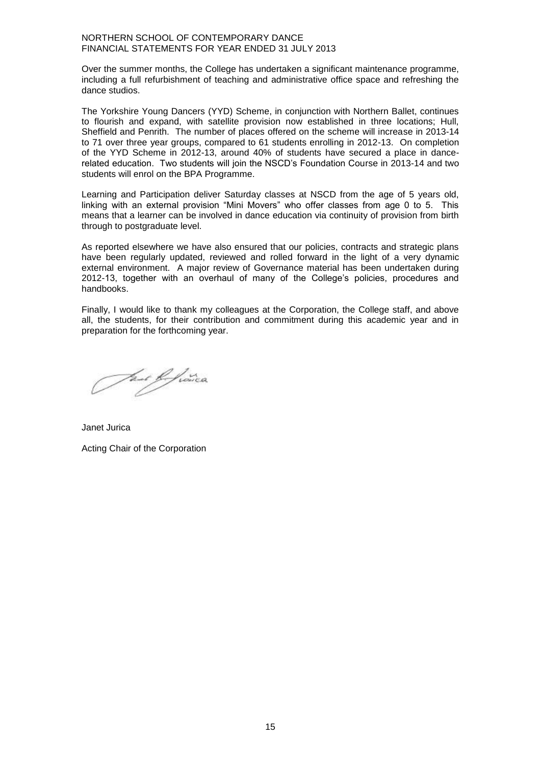Over the summer months, the College has undertaken a significant maintenance programme, including a full refurbishment of teaching and administrative office space and refreshing the dance studios.

The Yorkshire Young Dancers (YYD) Scheme, in conjunction with Northern Ballet, continues to flourish and expand, with satellite provision now established in three locations; Hull, Sheffield and Penrith. The number of places offered on the scheme will increase in 2013-14 to 71 over three year groups, compared to 61 students enrolling in 2012-13. On completion of the YYD Scheme in 2012-13, around 40% of students have secured a place in dance-related education. Two students will join the NSCD's Foundation Course in 2013-14 and two students will enrol on the BPA Programme.

Learning and Participation deliver Saturday classes at NSCD from the age of 5 years old, linking with an external provision "Mini Movers" who offer classes from age 0 to 5. This means that a learner can be involved in dance education via continuity of provision from birth through to postgraduate level.

As reported elsewhere we have also ensured that our policies, contracts and strategic plans have been regularly updated, reviewed and rolled forward in the light of a very dynamic external environment. A major review of Governance material has been undertaken during 2012-13, together with an overhaul of many of the College's policies, procedures and handbooks.

Finally, I would like to thank my colleagues at the Corporation, the College staff, and above all, the students, for their contribution and commitment during this academic year and in preparation for the forthcoming year.

Janet Jurica

Acting Chair of the Corporation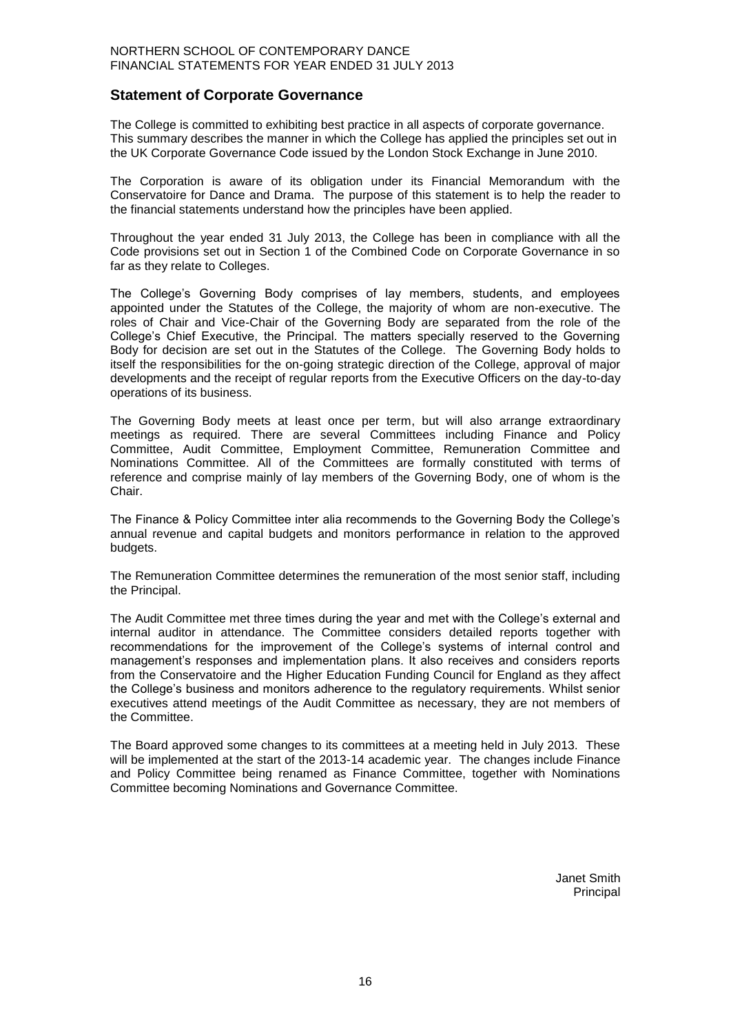## Statement of Corporate Governance

The College is committed to exhibiting best practice in all aspects of corporate governance. This summary describes the manner in which the College has applied the principles set out in the UK Corporate Governance Code issued by the London Stock Exchange in June 2010.

The Corporation is aware of its obligation under its Financial Memorandum with the Conservatoire for Dance and Drama. The purpose of this statement is to help the reader to the financial statements understand how the principles have been applied.

Throughout the year ended 31 July 2013, the College has been in compliance with all the Code provisions set out in Section 1 of the Combined Code on Corporate Governance in so far as they relate to Colleges.

The College's Governing Body comprises of lay members, students, and employees appointed under the Statutes of the College, the majority of whom are non-executive. The roles of Chair and Vice-Chair of the Governing Body are separated from the role of the College's Chief Executive, the Principal. The matters specially reserved to the Governing Body for decision are set out in the Statutes of the College. The Governing Body holds to itself the responsibilities for the on-going strategic direction of the College, approval of major developments and the receipt of regular reports from the Executive Officers on the day-to-day operations of its business.

The Governing Body meets at least once per term, but will also arrange extraordinary meetings as required. There are several Committees including Finance and Policy Committee, Audit Committee, Employment Committee, Remuneration Committee and Nominations Committee. All of the Committees are formally constituted with terms of reference and comprise mainly of lay members of the Governing Body, one of whom is the Chair.

The Finance & Policy Committee inter alia recommends to the Governing Body the College's annual revenue and capital budgets and monitors performance in relation to the approved budgets.

The Remuneration Committee determines the remuneration of the most senior staff, including the Principal.

The Audit Committee met three times during the year and met with the College's external and internal auditor in attendance. The Committee considers detailed reports together with recommendations for the improvement of the College's systems of internal control and management's responses and implementation plans. It also receives and considers reports from the Conservatoire and the Higher Education Funding Council for England as they affect the College's business and monitors adherence to the regulatory requirements. Whilst senior executives attend meetings of the Audit Committee as necessary, they are not members of the Committee.

The Board approved some changes to its committees at a meeting held in July 2013. These will be implemented at the start of the 2013-14 academic year. The changes include Finance and Policy Committee being renamed as Finance Committee, together with Nominations Committee becoming Nominations and Governance Committee.

Janet Smith
Principal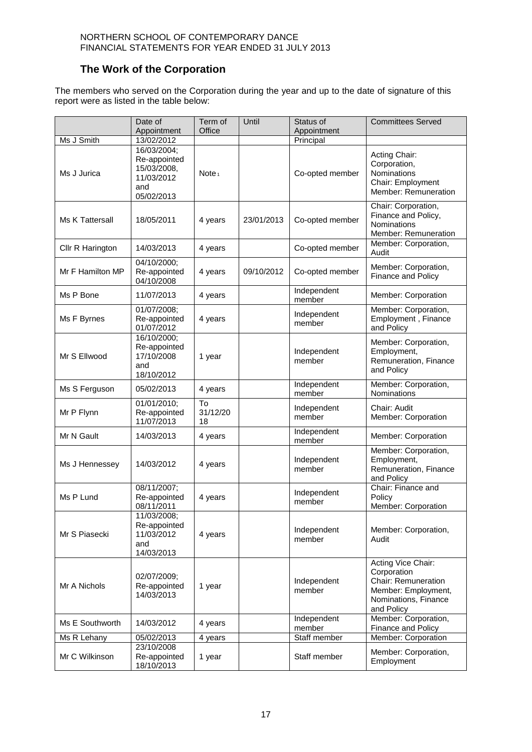## The Work of the Corporation

The members who served on the Corporation during the year and up to the date of signature of this report were as listed in the table below:

| | Date of Appointment | Term of Office | Until | Status of Appointment | Committees Served |
|---|---|---|---|---|---|
| Ms J Smith | 13/02/2012 | | | Principal | |
| Ms J Jurica | 16/03/2004; Re-appointed 15/03/2008, 11/03/2012 and 05/02/2013 | Note[1] | | Co-opted member | Acting Chair: Corporation, Nominations Chair: Employment Member: Remuneration |
| Ms K Tattersall | 18/05/2011 | 4 years | 23/01/2013 | Co-opted member | Chair: Corporation, Finance and Policy, Nominations Member: Remuneration |
| Cllr R Harington | 14/03/2013 | 4 years | | Co-opted member | Member: Corporation, Audit |
| Mr F Hamilton MP | 04/10/2000; Re-appointed 04/10/2008 | 4 years | 09/10/2012 | Co-opted member | Member: Corporation, Finance and Policy |
| Ms P Bone | 11/07/2013 | 4 years | | Independent member | Member: Corporation |
| Ms F Byrnes | 01/07/2008; Re-appointed 01/07/2012 | 4 years | | Independent member | Member: Corporation, Employment , Finance and Policy |
| Mr S Ellwood | 16/10/2000; Re-appointed 17/10/2008 and 18/10/2012 | 1 year | | Independent member | Member: Corporation, Employment, Remuneration, Finance and Policy |
| Ms S Ferguson | 05/02/2013 | 4 years | | Independent member | Member: Corporation, Nominations |
| Mr P Flynn | 01/01/2010; Re-appointed 11/07/2013 | To 31/12/2018 | | Independent member | Chair: Audit Member: Corporation |
| Mr N Gault | 14/03/2013 | 4 years | | Independent member | Member: Corporation |
| Ms J Hennessey | 14/03/2012 | 4 years | | Independent member | Member: Corporation, Employment, Remuneration, Finance and Policy |
| Ms P Lund | 08/11/2007; Re-appointed 08/11/2011 | 4 years | | Independent member | Chair: Finance and Policy Member: Corporation |
| Mr S Piasecki | 11/03/2008; Re-appointed 11/03/2012 and 14/03/2013 | 4 years | | Independent member | Member: Corporation, Audit |
| Mr A Nichols | 02/07/2009; Re-appointed 14/03/2013 | 1 year | | Independent member | Acting Vice Chair: Corporation Chair: Remuneration Member: Employment, Nominations, Finance and Policy |
| Ms E Southworth | 14/03/2012 | 4 years | | Independent member | Member: Corporation, Finance and Policy |
| Ms R Lehany | 05/02/2013 | 4 years | | Staff member | Member: Corporation |
| Mr C Wilkinson | 23/10/2008 Re-appointed 18/10/2013 | 1 year | | Staff member | Member: Corporation, Employment |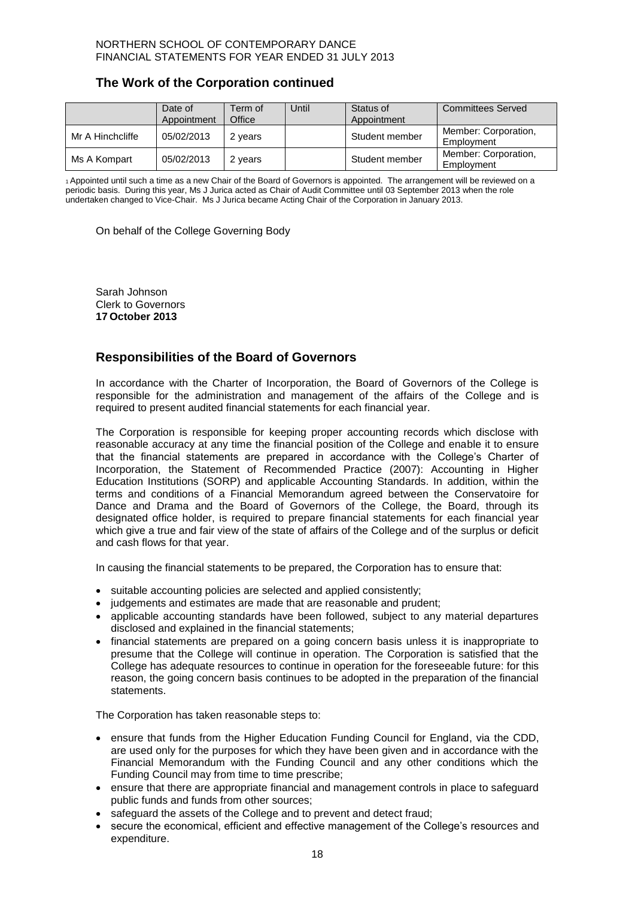## The Work of the Corporation continued

| | Date of Appointment | Term of Office | Until | Status of Appointment | Committees Served |
|---|---|---|---|---|---|
| Mr A Hinchcliffe | 05/02/2013 | 2 years | | Student member | Member: Corporation, Employment |
| Ms A Kompart | 05/02/2013 | 2 years | | Student member | Member: Corporation, Employment |

[1] Appointed until such a time as a new Chair of the Board of Governors is appointed. The arrangement will be reviewed on a periodic basis. During this year, Ms J Jurica acted as Chair of Audit Committee until 03 September 2013 when the role undertaken changed to Vice-Chair. Ms J Jurica became Acting Chair of the Corporation in January 2013.

On behalf of the College Governing Body

Sarah Johnson
Clerk to Governors
**17 October 2013**

## Responsibilities of the Board of Governors

In accordance with the Charter of Incorporation, the Board of Governors of the College is responsible for the administration and management of the affairs of the College and is required to present audited financial statements for each financial year.

The Corporation is responsible for keeping proper accounting records which disclose with reasonable accuracy at any time the financial position of the College and enable it to ensure that the financial statements are prepared in accordance with the College's Charter of Incorporation, the Statement of Recommended Practice (2007): Accounting in Higher Education Institutions (SORP) and applicable Accounting Standards. In addition, within the terms and conditions of a Financial Memorandum agreed between the Conservatoire for Dance and Drama and the Board of Governors of the College, the Board, through its designated office holder, is required to prepare financial statements for each financial year which give a true and fair view of the state of affairs of the College and of the surplus or deficit and cash flows for that year.

In causing the financial statements to be prepared, the Corporation has to ensure that:

- suitable accounting policies are selected and applied consistently;
- judgements and estimates are made that are reasonable and prudent;
- applicable accounting standards have been followed, subject to any material departures disclosed and explained in the financial statements;
- financial statements are prepared on a going concern basis unless it is inappropriate to presume that the College will continue in operation. The Corporation is satisfied that the College has adequate resources to continue in operation for the foreseeable future: for this reason, the going concern basis continues to be adopted in the preparation of the financial statements.

The Corporation has taken reasonable steps to:

- ensure that funds from the Higher Education Funding Council for England, via the CDD, are used only for the purposes for which they have been given and in accordance with the Financial Memorandum with the Funding Council and any other conditions which the Funding Council may from time to time prescribe;
- ensure that there are appropriate financial and management controls in place to safeguard public funds and funds from other sources;
- safeguard the assets of the College and to prevent and detect fraud;
- secure the economical, efficient and effective management of the College's resources and expenditure.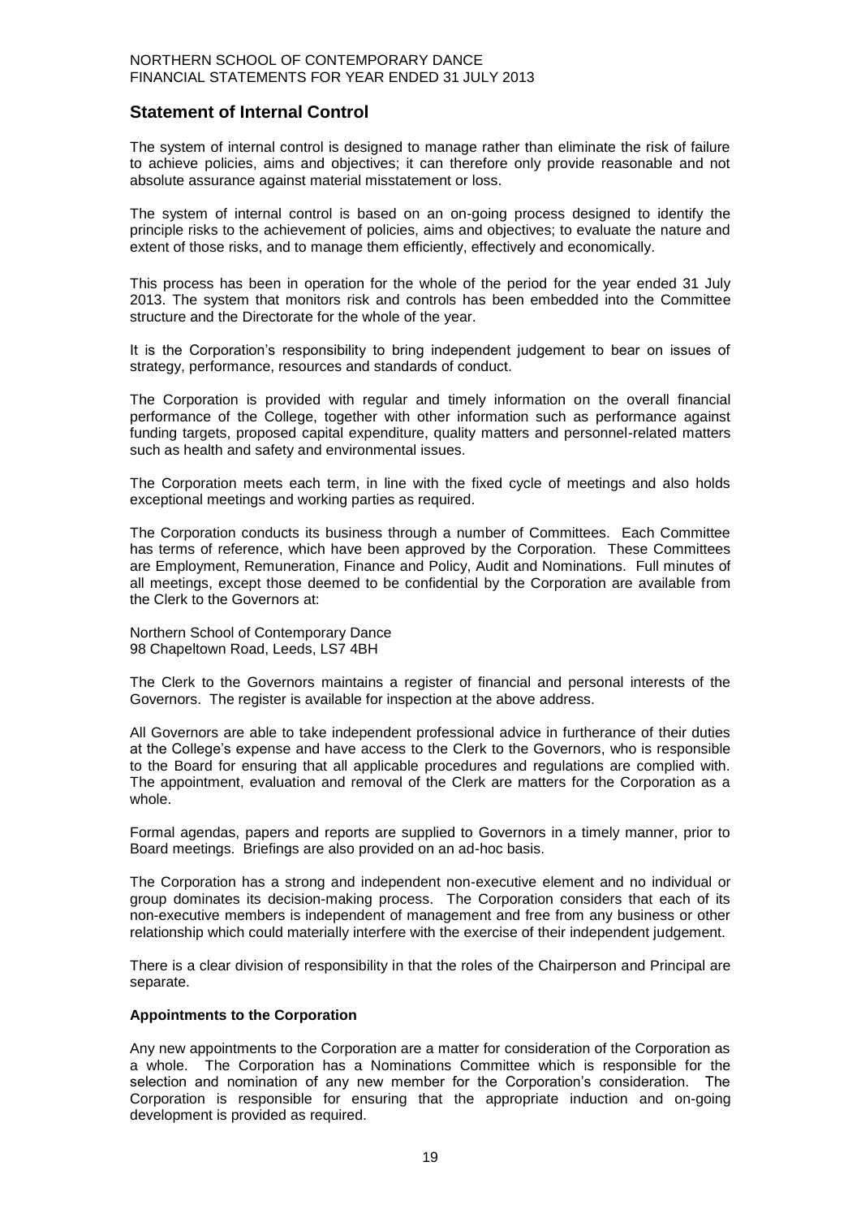## Statement of Internal Control

The system of internal control is designed to manage rather than eliminate the risk of failure to achieve policies, aims and objectives; it can therefore only provide reasonable and not absolute assurance against material misstatement or loss.

The system of internal control is based on an on-going process designed to identify the principle risks to the achievement of policies, aims and objectives; to evaluate the nature and extent of those risks, and to manage them efficiently, effectively and economically.

This process has been in operation for the whole of the period for the year ended 31 July 2013. The system that monitors risk and controls has been embedded into the Committee structure and the Directorate for the whole of the year.

It is the Corporation's responsibility to bring independent judgement to bear on issues of strategy, performance, resources and standards of conduct.

The Corporation is provided with regular and timely information on the overall financial performance of the College, together with other information such as performance against funding targets, proposed capital expenditure, quality matters and personnel-related matters such as health and safety and environmental issues.

The Corporation meets each term, in line with the fixed cycle of meetings and also holds exceptional meetings and working parties as required.

The Corporation conducts its business through a number of Committees. Each Committee has terms of reference, which have been approved by the Corporation. These Committees are Employment, Remuneration, Finance and Policy, Audit and Nominations. Full minutes of all meetings, except those deemed to be confidential by the Corporation are available from the Clerk to the Governors at:

Northern School of Contemporary Dance
98 Chapeltown Road, Leeds, LS7 4BH

The Clerk to the Governors maintains a register of financial and personal interests of the Governors. The register is available for inspection at the above address.

All Governors are able to take independent professional advice in furtherance of their duties at the College's expense and have access to the Clerk to the Governors, who is responsible to the Board for ensuring that all applicable procedures and regulations are complied with. The appointment, evaluation and removal of the Clerk are matters for the Corporation as a whole.

Formal agendas, papers and reports are supplied to Governors in a timely manner, prior to Board meetings. Briefings are also provided on an ad-hoc basis.

The Corporation has a strong and independent non-executive element and no individual or group dominates its decision-making process. The Corporation considers that each of its non-executive members is independent of management and free from any business or other relationship which could materially interfere with the exercise of their independent judgement.

There is a clear division of responsibility in that the roles of the Chairperson and Principal are separate.

**Appointments to the Corporation**

Any new appointments to the Corporation are a matter for consideration of the Corporation as a whole. The Corporation has a Nominations Committee which is responsible for the selection and nomination of any new member for the Corporation's consideration. The Corporation is responsible for ensuring that the appropriate induction and on-going development is provided as required.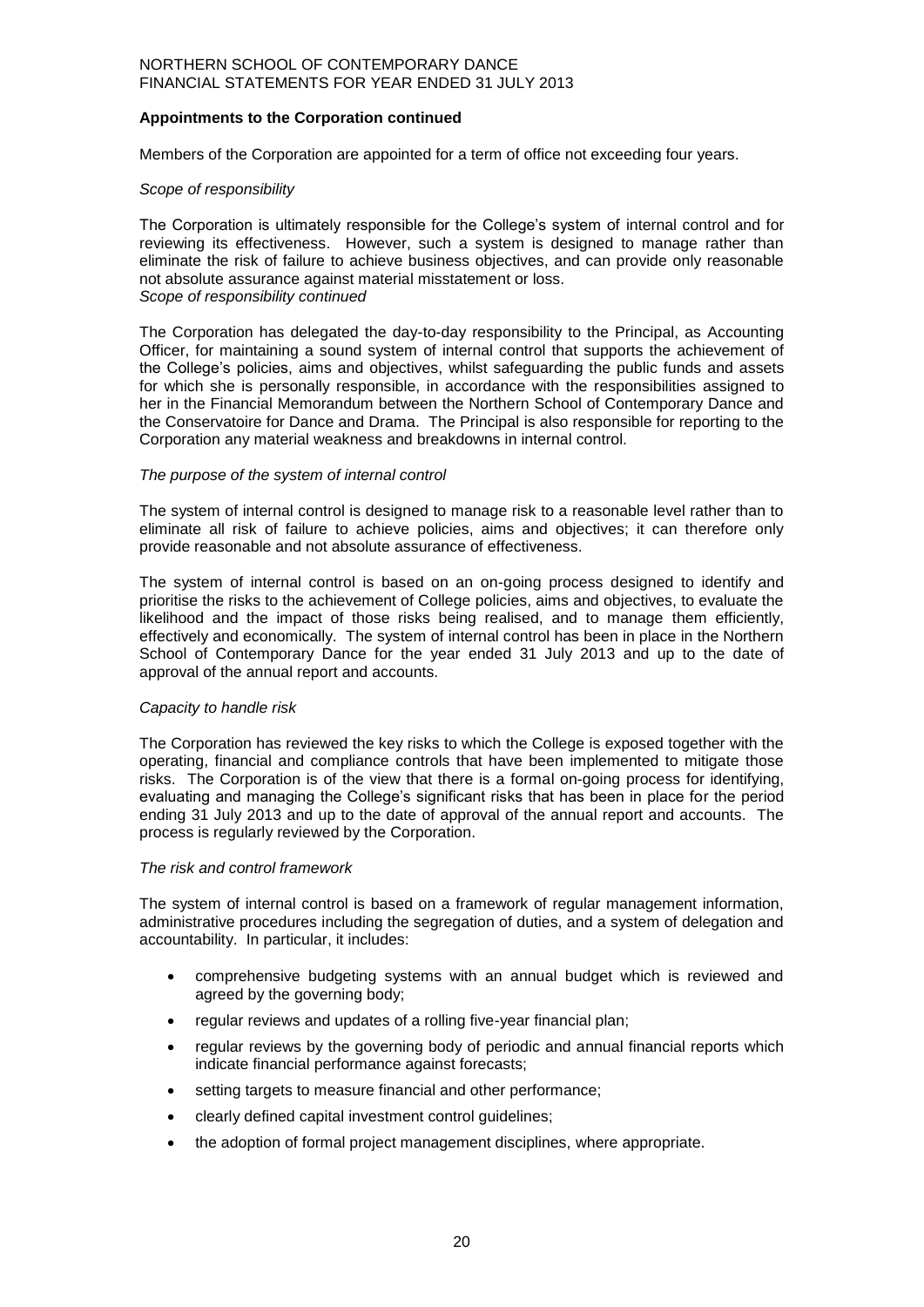**Appointments to the Corporation continued**

Members of the Corporation are appointed for a term of office not exceeding four years.

*Scope of responsibility*

The Corporation is ultimately responsible for the College's system of internal control and for reviewing its effectiveness. However, such a system is designed to manage rather than eliminate the risk of failure to achieve business objectives, and can provide only reasonable not absolute assurance against material misstatement or loss.

*Scope of responsibility continued*

The Corporation has delegated the day-to-day responsibility to the Principal, as Accounting Officer, for maintaining a sound system of internal control that supports the achievement of the College's policies, aims and objectives, whilst safeguarding the public funds and assets for which she is personally responsible, in accordance with the responsibilities assigned to her in the Financial Memorandum between the Northern School of Contemporary Dance and the Conservatoire for Dance and Drama. The Principal is also responsible for reporting to the Corporation any material weakness and breakdowns in internal control.

*The purpose of the system of internal control*

The system of internal control is designed to manage risk to a reasonable level rather than to eliminate all risk of failure to achieve policies, aims and objectives; it can therefore only provide reasonable and not absolute assurance of effectiveness.

The system of internal control is based on an on-going process designed to identify and prioritise the risks to the achievement of College policies, aims and objectives, to evaluate the likelihood and the impact of those risks being realised, and to manage them efficiently, effectively and economically. The system of internal control has been in place in the Northern School of Contemporary Dance for the year ended 31 July 2013 and up to the date of approval of the annual report and accounts.

*Capacity to handle risk*

The Corporation has reviewed the key risks to which the College is exposed together with the operating, financial and compliance controls that have been implemented to mitigate those risks. The Corporation is of the view that there is a formal on-going process for identifying, evaluating and managing the College's significant risks that has been in place for the period ending 31 July 2013 and up to the date of approval of the annual report and accounts. The process is regularly reviewed by the Corporation.

*The risk and control framework*

The system of internal control is based on a framework of regular management information, administrative procedures including the segregation of duties, and a system of delegation and accountability. In particular, it includes:

- comprehensive budgeting systems with an annual budget which is reviewed and agreed by the governing body;
- regular reviews and updates of a rolling five-year financial plan;
- regular reviews by the governing body of periodic and annual financial reports which indicate financial performance against forecasts;
- setting targets to measure financial and other performance;
- clearly defined capital investment control guidelines;
- the adoption of formal project management disciplines, where appropriate.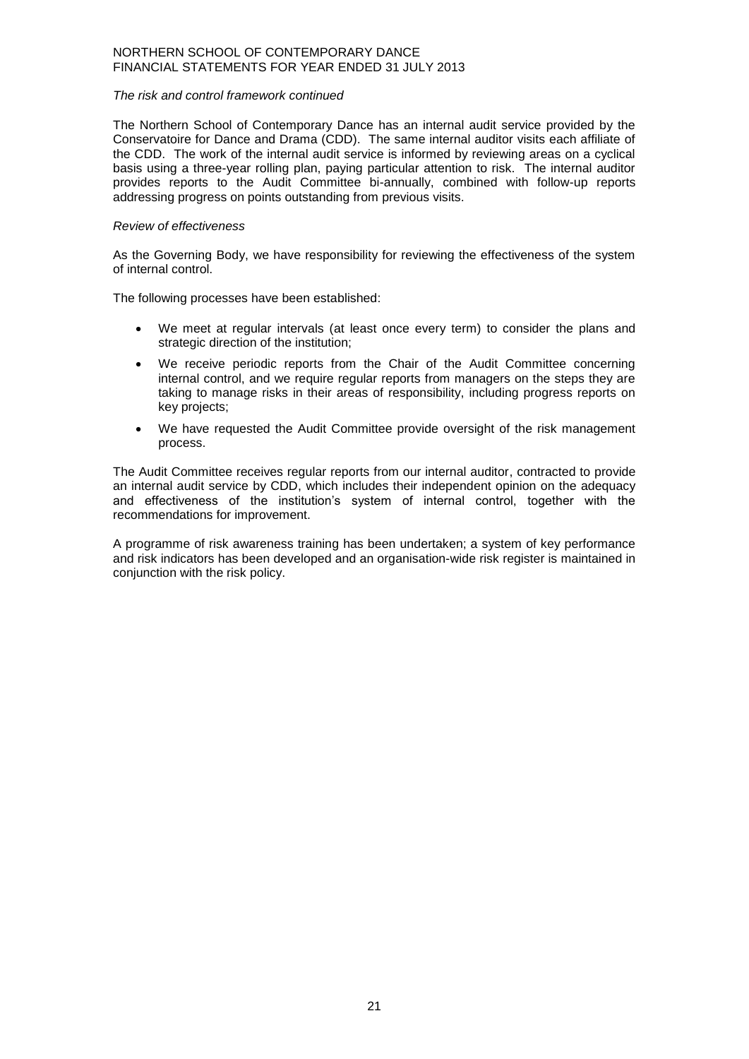*The risk and control framework continued*

The Northern School of Contemporary Dance has an internal audit service provided by the Conservatoire for Dance and Drama (CDD). The same internal auditor visits each affiliate of the CDD. The work of the internal audit service is informed by reviewing areas on a cyclical basis using a three-year rolling plan, paying particular attention to risk. The internal auditor provides reports to the Audit Committee bi-annually, combined with follow-up reports addressing progress on points outstanding from previous visits.

*Review of effectiveness*

As the Governing Body, we have responsibility for reviewing the effectiveness of the system of internal control.

The following processes have been established:

- We meet at regular intervals (at least once every term) to consider the plans and strategic direction of the institution;
- We receive periodic reports from the Chair of the Audit Committee concerning internal control, and we require regular reports from managers on the steps they are taking to manage risks in their areas of responsibility, including progress reports on key projects;
- We have requested the Audit Committee provide oversight of the risk management process.

The Audit Committee receives regular reports from our internal auditor, contracted to provide an internal audit service by CDD, which includes their independent opinion on the adequacy and effectiveness of the institution's system of internal control, together with the recommendations for improvement.

A programme of risk awareness training has been undertaken; a system of key performance and risk indicators has been developed and an organisation-wide risk register is maintained in conjunction with the risk policy.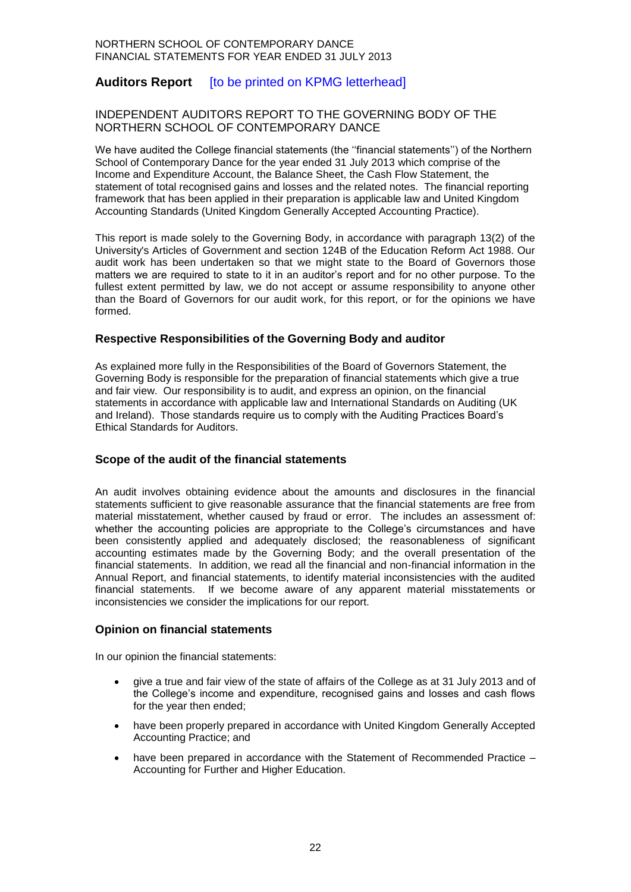## Auditors Report [to be printed on KPMG letterhead]

INDEPENDENT AUDITORS REPORT TO THE GOVERNING BODY OF THE NORTHERN SCHOOL OF CONTEMPORARY DANCE

We have audited the College financial statements (the ''financial statements'') of the Northern School of Contemporary Dance for the year ended 31 July 2013 which comprise of the Income and Expenditure Account, the Balance Sheet, the Cash Flow Statement, the statement of total recognised gains and losses and the related notes. The financial reporting framework that has been applied in their preparation is applicable law and United Kingdom Accounting Standards (United Kingdom Generally Accepted Accounting Practice).

This report is made solely to the Governing Body, in accordance with paragraph 13(2) of the University's Articles of Government and section 124B of the Education Reform Act 1988. Our audit work has been undertaken so that we might state to the Board of Governors those matters we are required to state to it in an auditor's report and for no other purpose. To the fullest extent permitted by law, we do not accept or assume responsibility to anyone other than the Board of Governors for our audit work, for this report, or for the opinions we have formed.

### Respective Responsibilities of the Governing Body and auditor

As explained more fully in the Responsibilities of the Board of Governors Statement, the Governing Body is responsible for the preparation of financial statements which give a true and fair view. Our responsibility is to audit, and express an opinion, on the financial statements in accordance with applicable law and International Standards on Auditing (UK and Ireland). Those standards require us to comply with the Auditing Practices Board's Ethical Standards for Auditors.

### Scope of the audit of the financial statements

An audit involves obtaining evidence about the amounts and disclosures in the financial statements sufficient to give reasonable assurance that the financial statements are free from material misstatement, whether caused by fraud or error. The includes an assessment of: whether the accounting policies are appropriate to the College's circumstances and have been consistently applied and adequately disclosed; the reasonableness of significant accounting estimates made by the Governing Body; and the overall presentation of the financial statements. In addition, we read all the financial and non-financial information in the Annual Report, and financial statements, to identify material inconsistencies with the audited financial statements. If we become aware of any apparent material misstatements or inconsistencies we consider the implications for our report.

### Opinion on financial statements

In our opinion the financial statements:

- give a true and fair view of the state of affairs of the College as at 31 July 2013 and of the College's income and expenditure, recognised gains and losses and cash flows for the year then ended;
- have been properly prepared in accordance with United Kingdom Generally Accepted Accounting Practice; and
- have been prepared in accordance with the Statement of Recommended Practice – Accounting for Further and Higher Education.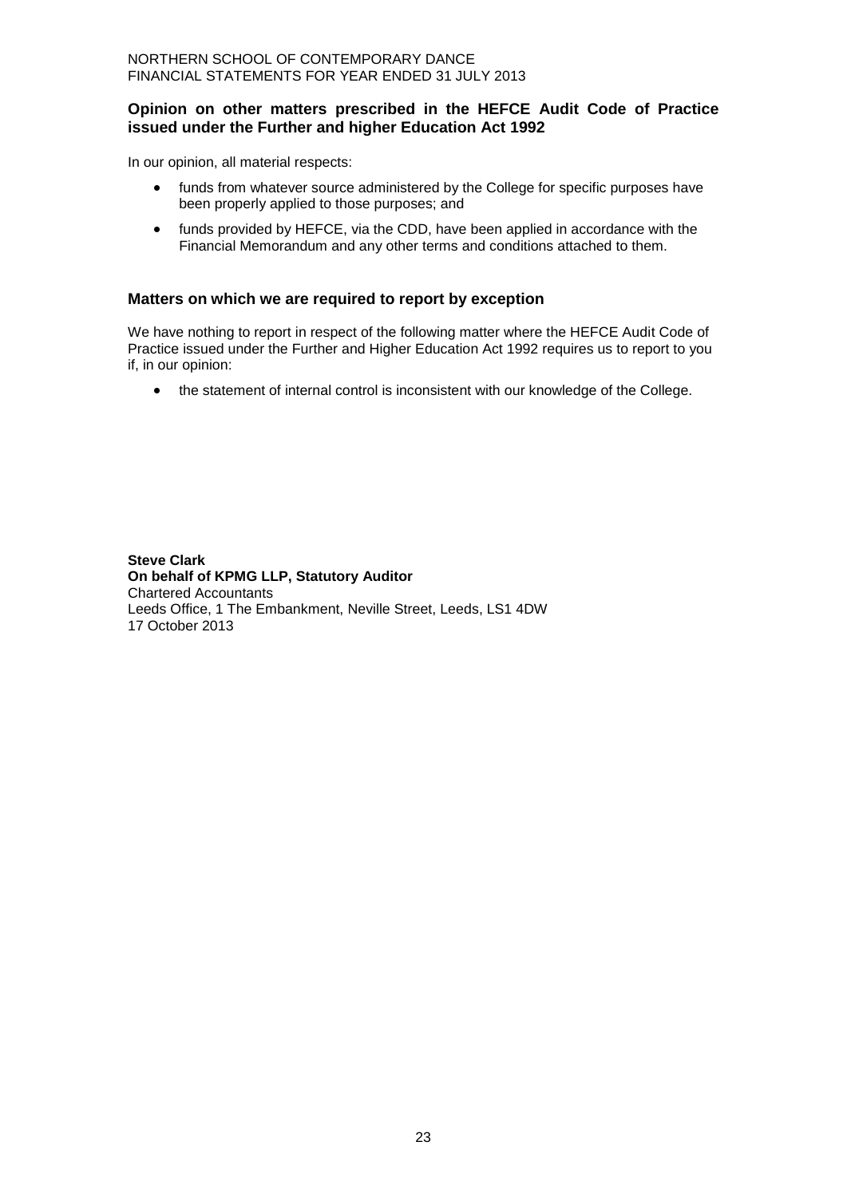## Opinion on other matters prescribed in the HEFCE Audit Code of Practice issued under the Further and higher Education Act 1992

In our opinion, all material respects:

- funds from whatever source administered by the College for specific purposes have been properly applied to those purposes; and
- funds provided by HEFCE, via the CDD, have been applied in accordance with the Financial Memorandum and any other terms and conditions attached to them.

## Matters on which we are required to report by exception

We have nothing to report in respect of the following matter where the HEFCE Audit Code of Practice issued under the Further and Higher Education Act 1992 requires us to report to you if, in our opinion:

- the statement of internal control is inconsistent with our knowledge of the College.

**Steve Clark**
**On behalf of KPMG LLP, Statutory Auditor**
Chartered Accountants
Leeds Office, 1 The Embankment, Neville Street, Leeds, LS1 4DW
17 October 2013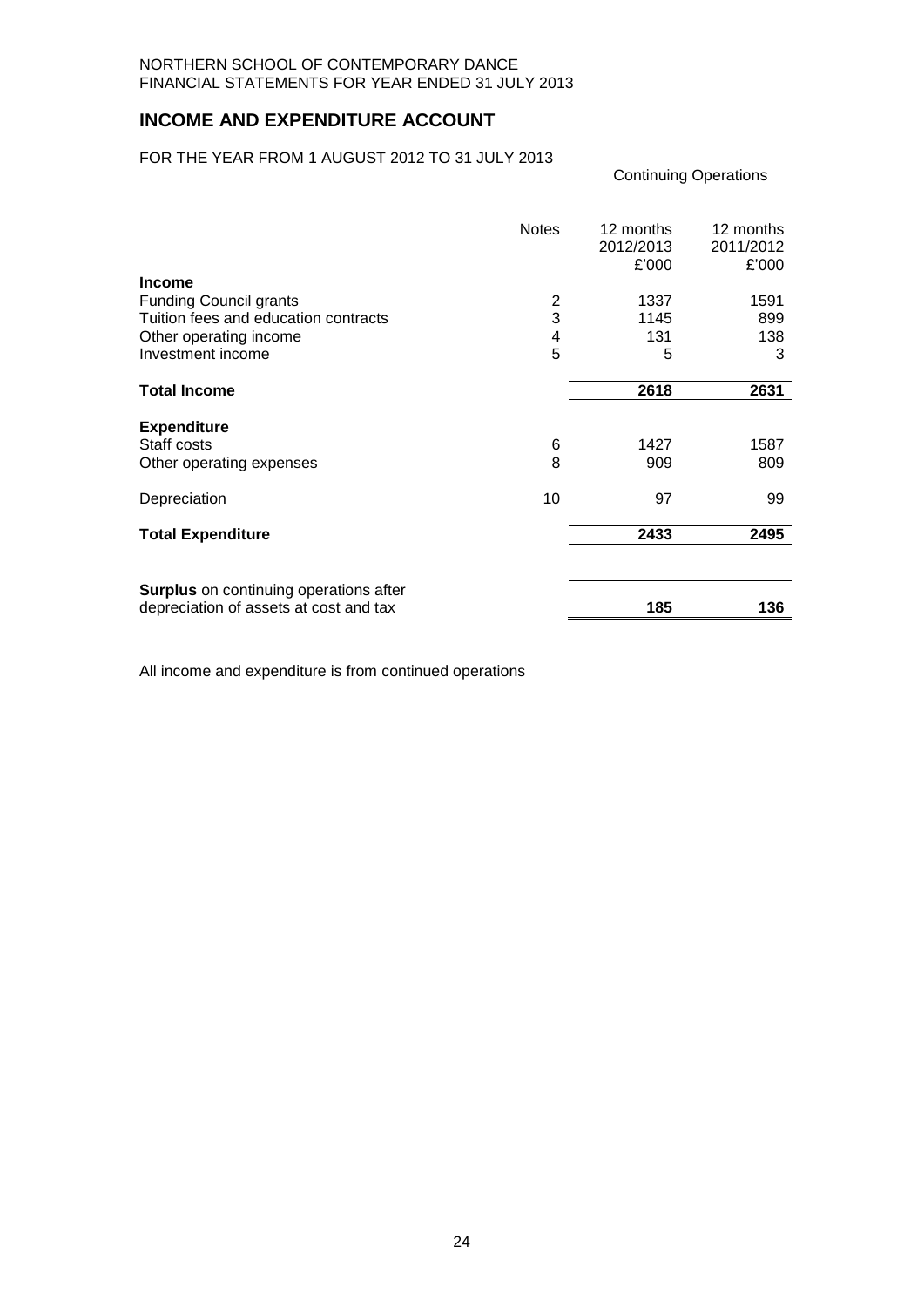NORTHERN SCHOOL OF CONTEMPORARY DANCE
FINANCIAL STATEMENTS FOR YEAR ENDED 31 JULY 2013

# INCOME AND EXPENDITURE ACCOUNT

FOR THE YEAR FROM 1 AUGUST 2012 TO 31 JULY 2013

Continuing Operations

| | Notes | 12 months 2012/2013 £'000 | 12 months 2011/2012 £'000 |
|---|---|---|---|
| **Income** | | | |
| Funding Council grants | 2 | 1337 | 1591 |
| Tuition fees and education contracts | 3 | 1145 | 899 |
| Other operating income | 4 | 131 | 138 |
| Investment income | 5 | 5 | 3 |
| **Total Income** | | **2618** | **2631** |
| **Expenditure** | | | |
| Staff costs | 6 | 1427 | 1587 |
| Other operating expenses | 8 | 909 | 809 |
| Depreciation | 10 | 97 | 99 |
| **Total Expenditure** | | **2433** | **2495** |
| **Surplus** on continuing operations after depreciation of assets at cost and tax | | **185** | **136** |

All income and expenditure is from continued operations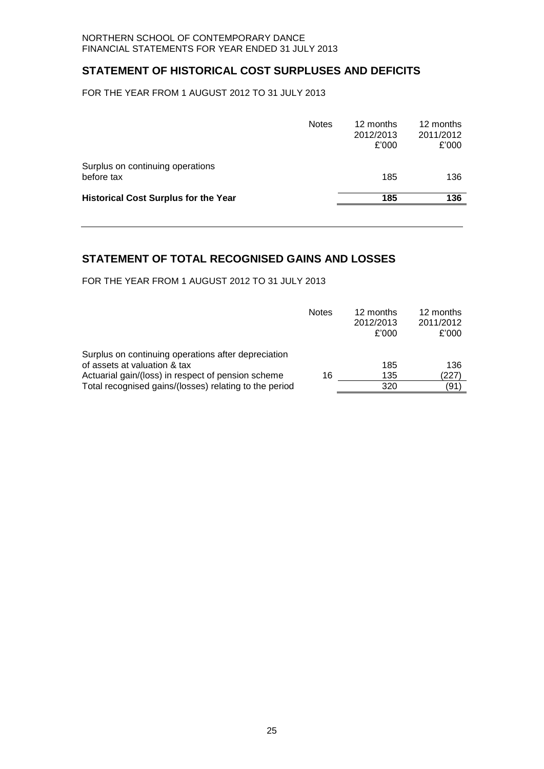## STATEMENT OF HISTORICAL COST SURPLUSES AND DEFICITS

FOR THE YEAR FROM 1 AUGUST 2012 TO 31 JULY 2013

| | Notes | 12 months 2012/2013 £'000 | 12 months 2011/2012 £'000 |
|---|---|---|---|
| Surplus on continuing operations before tax | | 185 | 136 |
| **Historical Cost Surplus for the Year** | | **185** | **136** |

## STATEMENT OF TOTAL RECOGNISED GAINS AND LOSSES

FOR THE YEAR FROM 1 AUGUST 2012 TO 31 JULY 2013

| | Notes | 12 months 2012/2013 £'000 | 12 months 2011/2012 £'000 |
|---|---|---|---|
| Surplus on continuing operations after depreciation of assets at valuation & tax | | 185 | 136 |
| Actuarial gain/(loss) in respect of pension scheme | 16 | 135 | (227) |
| Total recognised gains/(losses) relating to the period | | 320 | (91) |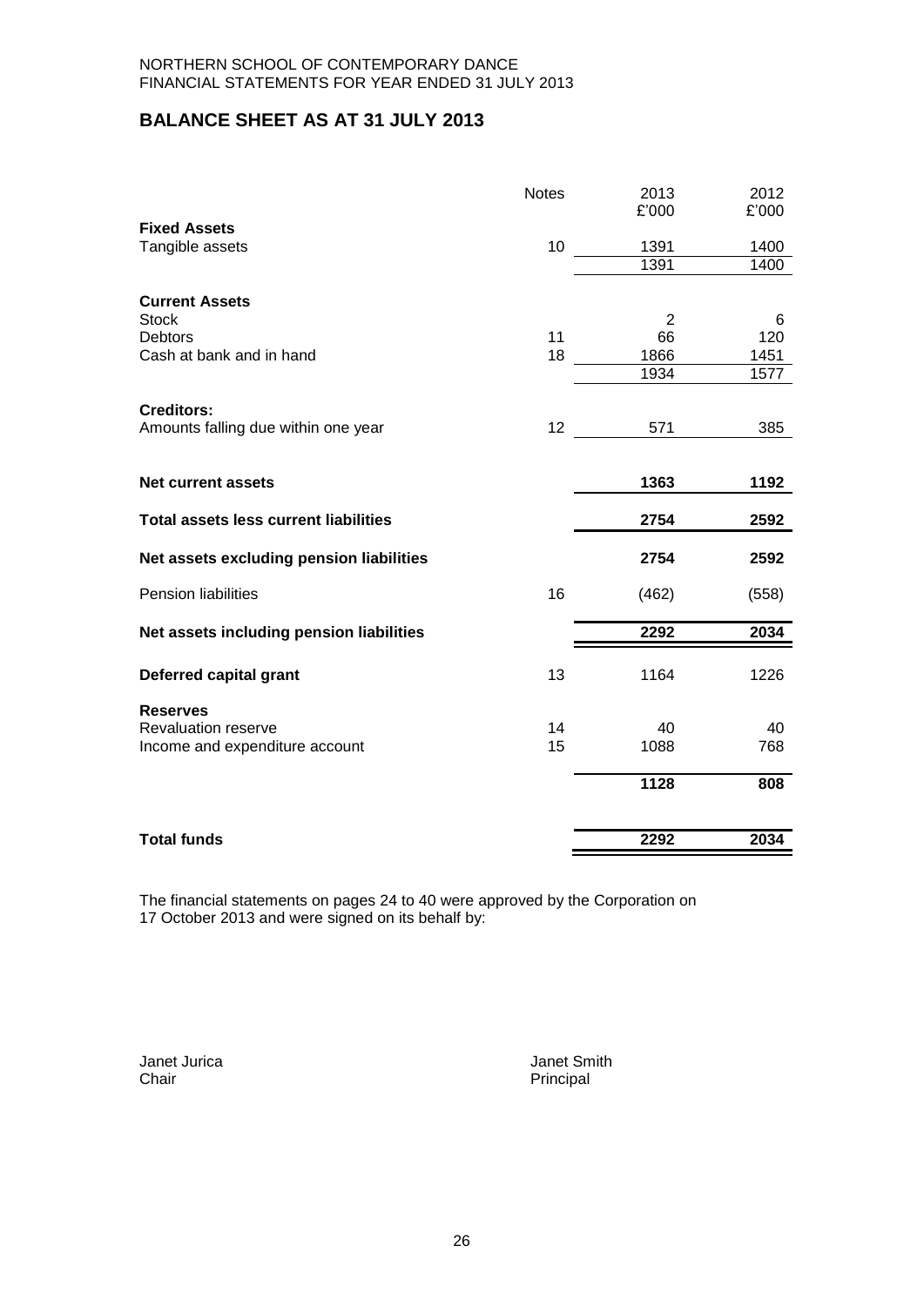NORTHERN SCHOOL OF CONTEMPORARY DANCE
FINANCIAL STATEMENTS FOR YEAR ENDED 31 JULY 2013

## BALANCE SHEET AS AT 31 JULY 2013

| | Notes | 2013 £'000 | 2012 £'000 |
|---|---|---|---|
| **Fixed Assets** | | | |
| Tangible assets | 10 | 1391 | 1400 |
| | | 1391 | 1400 |
| **Current Assets** | | | |
| Stock | | 2 | 6 |
| Debtors | 11 | 66 | 120 |
| Cash at bank and in hand | 18 | 1866 | 1451 |
| | | 1934 | 1577 |
| **Creditors:** | | | |
| Amounts falling due within one year | 12 | 571 | 385 |
| **Net current assets** | | **1363** | **1192** |
| **Total assets less current liabilities** | | **2754** | **2592** |
| **Net assets excluding pension liabilities** | | **2754** | **2592** |
| Pension liabilities | 16 | (462) | (558) |
| **Net assets including pension liabilities** | | **2292** | **2034** |
| **Deferred capital grant** | 13 | 1164 | 1226 |
| **Reserves** | | | |
| Revaluation reserve | 14 | 40 | 40 |
| Income and expenditure account | 15 | 1088 | 768 |
| | | **1128** | **808** |
| **Total funds** | | **2292** | **2034** |

The financial statements on pages 24 to 40 were approved by the Corporation on 17 October 2013 and were signed on its behalf by:

Janet Jurica
Chair

Janet Smith
Principal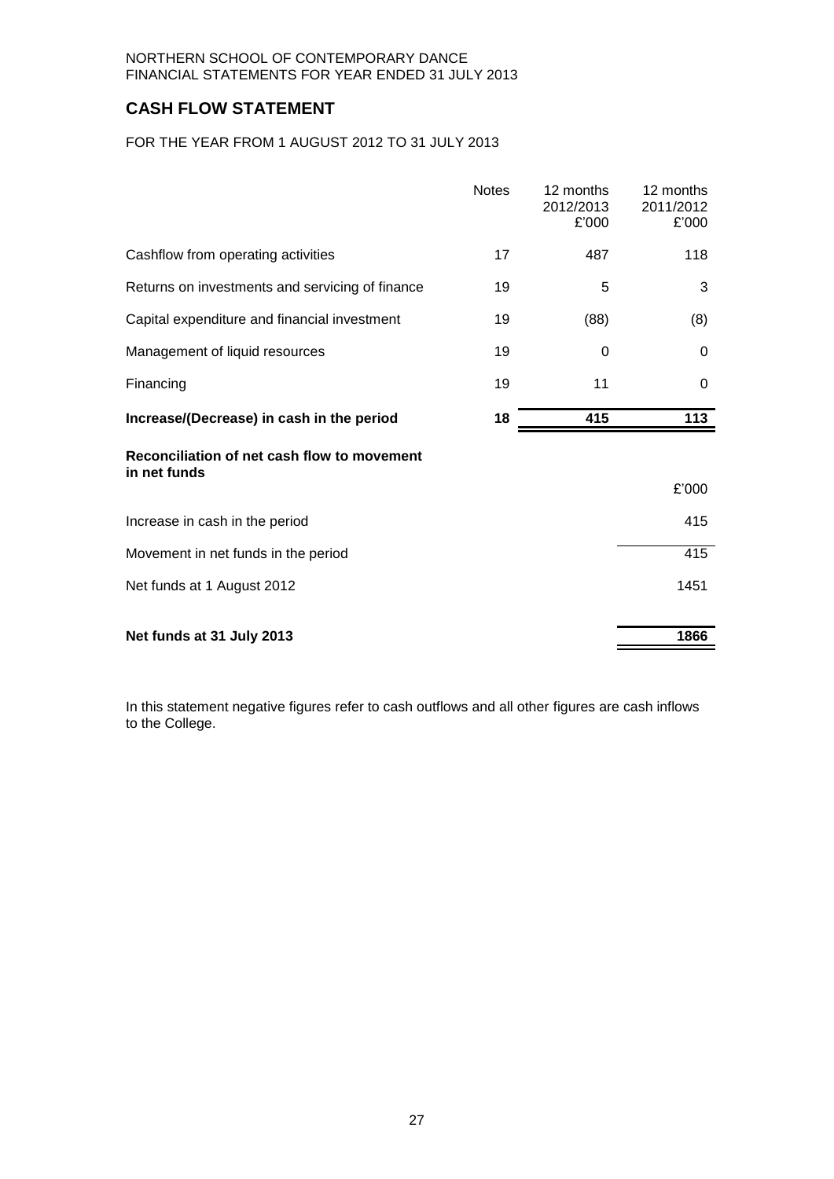NORTHERN SCHOOL OF CONTEMPORARY DANCE
FINANCIAL STATEMENTS FOR YEAR ENDED 31 JULY 2013

## CASH FLOW STATEMENT

FOR THE YEAR FROM 1 AUGUST 2012 TO 31 JULY 2013

| | Notes | 12 months 2012/2013 £'000 | 12 months 2011/2012 £'000 |
|---|---|---|---|
| Cashflow from operating activities | 17 | 487 | 118 |
| Returns on investments and servicing of finance | 19 | 5 | 3 |
| Capital expenditure and financial investment | 19 | (88) | (8) |
| Management of liquid resources | 19 | 0 | 0 |
| Financing | 19 | 11 | 0 |
| **Increase/(Decrease) in cash in the period** | **18** | **415** | **113** |

**Reconciliation of net cash flow to movement in net funds**

| | £'000 |
|---|---|
| Increase in cash in the period | 415 |
| Movement in net funds in the period | 415 |
| Net funds at 1 August 2012 | 1451 |
| **Net funds at 31 July 2013** | **1866** |

In this statement negative figures refer to cash outflows and all other figures are cash inflows to the College.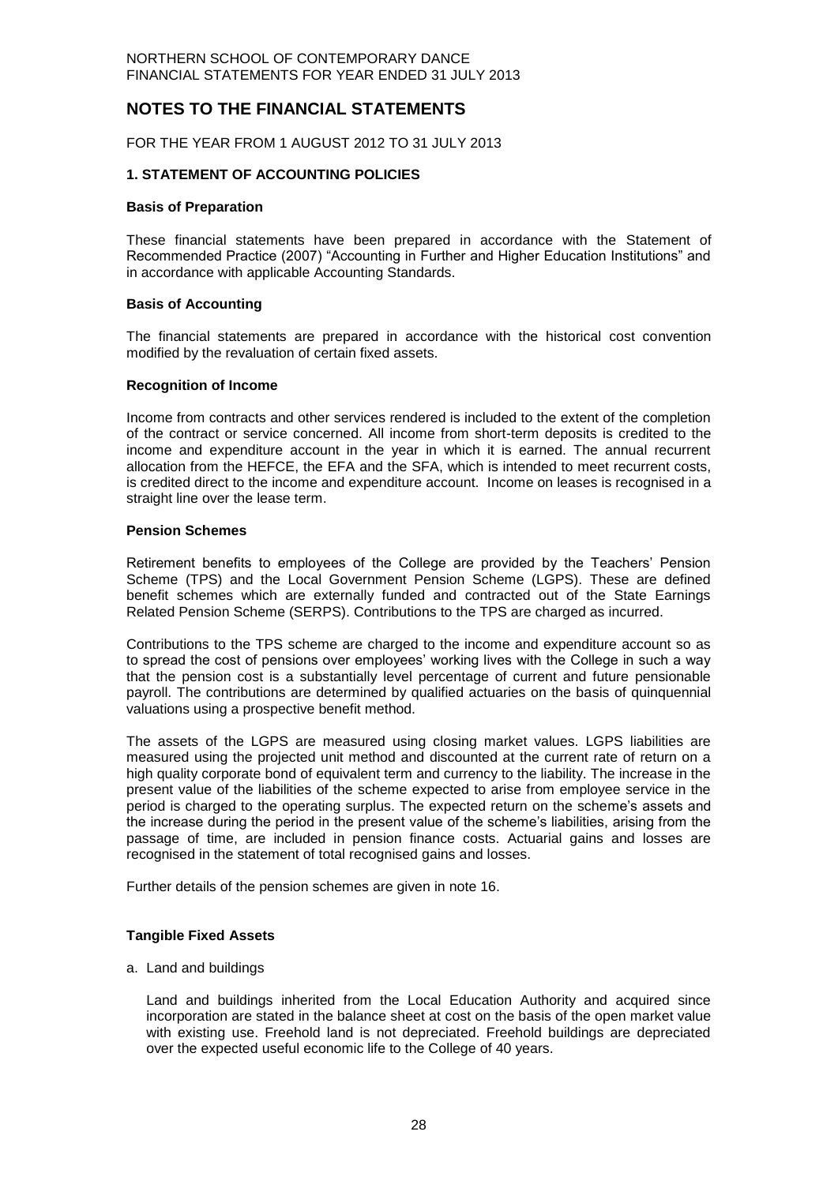# NOTES TO THE FINANCIAL STATEMENTS

FOR THE YEAR FROM 1 AUGUST 2012 TO 31 JULY 2013

## 1. STATEMENT OF ACCOUNTING POLICIES

### Basis of Preparation

These financial statements have been prepared in accordance with the Statement of Recommended Practice (2007) "Accounting in Further and Higher Education Institutions" and in accordance with applicable Accounting Standards.

### Basis of Accounting

The financial statements are prepared in accordance with the historical cost convention modified by the revaluation of certain fixed assets.

### Recognition of Income

Income from contracts and other services rendered is included to the extent of the completion of the contract or service concerned. All income from short-term deposits is credited to the income and expenditure account in the year in which it is earned. The annual recurrent allocation from the HEFCE, the EFA and the SFA, which is intended to meet recurrent costs, is credited direct to the income and expenditure account. Income on leases is recognised in a straight line over the lease term.

### Pension Schemes

Retirement benefits to employees of the College are provided by the Teachers' Pension Scheme (TPS) and the Local Government Pension Scheme (LGPS). These are defined benefit schemes which are externally funded and contracted out of the State Earnings Related Pension Scheme (SERPS). Contributions to the TPS are charged as incurred.

Contributions to the TPS scheme are charged to the income and expenditure account so as to spread the cost of pensions over employees' working lives with the College in such a way that the pension cost is a substantially level percentage of current and future pensionable payroll. The contributions are determined by qualified actuaries on the basis of quinquennial valuations using a prospective benefit method.

The assets of the LGPS are measured using closing market values. LGPS liabilities are measured using the projected unit method and discounted at the current rate of return on a high quality corporate bond of equivalent term and currency to the liability. The increase in the present value of the liabilities of the scheme expected to arise from employee service in the period is charged to the operating surplus. The expected return on the scheme's assets and the increase during the period in the present value of the scheme's liabilities, arising from the passage of time, are included in pension finance costs. Actuarial gains and losses are recognised in the statement of total recognised gains and losses.

Further details of the pension schemes are given in note 16.

### Tangible Fixed Assets

a. Land and buildings

   Land and buildings inherited from the Local Education Authority and acquired since incorporation are stated in the balance sheet at cost on the basis of the open market value with existing use. Freehold land is not depreciated. Freehold buildings are depreciated over the expected useful economic life to the College of 40 years.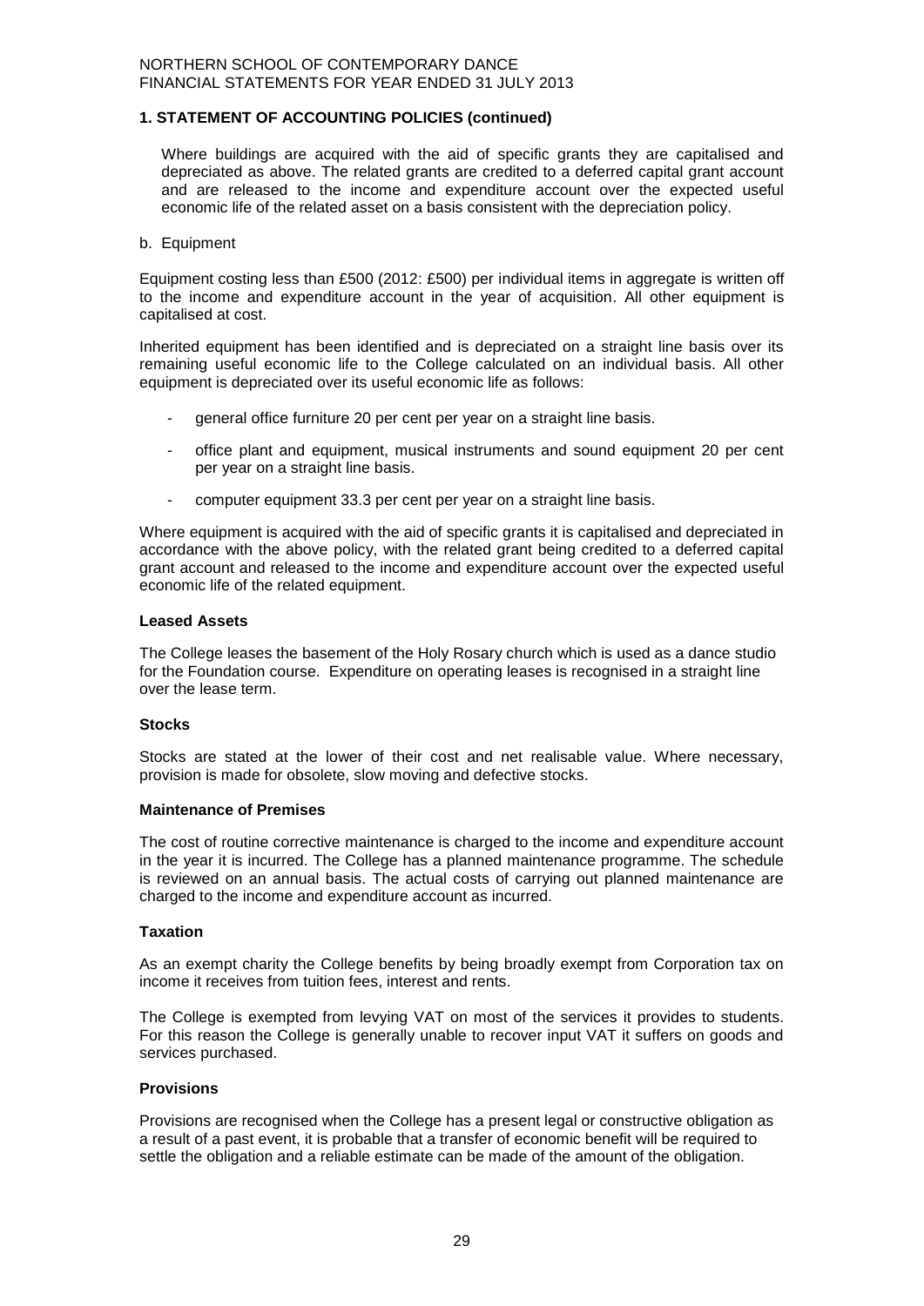## 1. STATEMENT OF ACCOUNTING POLICIES (continued)

Where buildings are acquired with the aid of specific grants they are capitalised and depreciated as above. The related grants are credited to a deferred capital grant account and are released to the income and expenditure account over the expected useful economic life of the related asset on a basis consistent with the depreciation policy.

b. Equipment

Equipment costing less than £500 (2012: £500) per individual items in aggregate is written off to the income and expenditure account in the year of acquisition. All other equipment is capitalised at cost.

Inherited equipment has been identified and is depreciated on a straight line basis over its remaining useful economic life to the College calculated on an individual basis. All other equipment is depreciated over its useful economic life as follows:

- general office furniture 20 per cent per year on a straight line basis.
- office plant and equipment, musical instruments and sound equipment 20 per cent per year on a straight line basis.
- computer equipment 33.3 per cent per year on a straight line basis.

Where equipment is acquired with the aid of specific grants it is capitalised and depreciated in accordance with the above policy, with the related grant being credited to a deferred capital grant account and released to the income and expenditure account over the expected useful economic life of the related equipment.

### Leased Assets

The College leases the basement of the Holy Rosary church which is used as a dance studio for the Foundation course. Expenditure on operating leases is recognised in a straight line over the lease term.

### Stocks

Stocks are stated at the lower of their cost and net realisable value. Where necessary, provision is made for obsolete, slow moving and defective stocks.

### Maintenance of Premises

The cost of routine corrective maintenance is charged to the income and expenditure account in the year it is incurred. The College has a planned maintenance programme. The schedule is reviewed on an annual basis. The actual costs of carrying out planned maintenance are charged to the income and expenditure account as incurred.

### Taxation

As an exempt charity the College benefits by being broadly exempt from Corporation tax on income it receives from tuition fees, interest and rents.

The College is exempted from levying VAT on most of the services it provides to students. For this reason the College is generally unable to recover input VAT it suffers on goods and services purchased.

### Provisions

Provisions are recognised when the College has a present legal or constructive obligation as a result of a past event, it is probable that a transfer of economic benefit will be required to settle the obligation and a reliable estimate can be made of the amount of the obligation.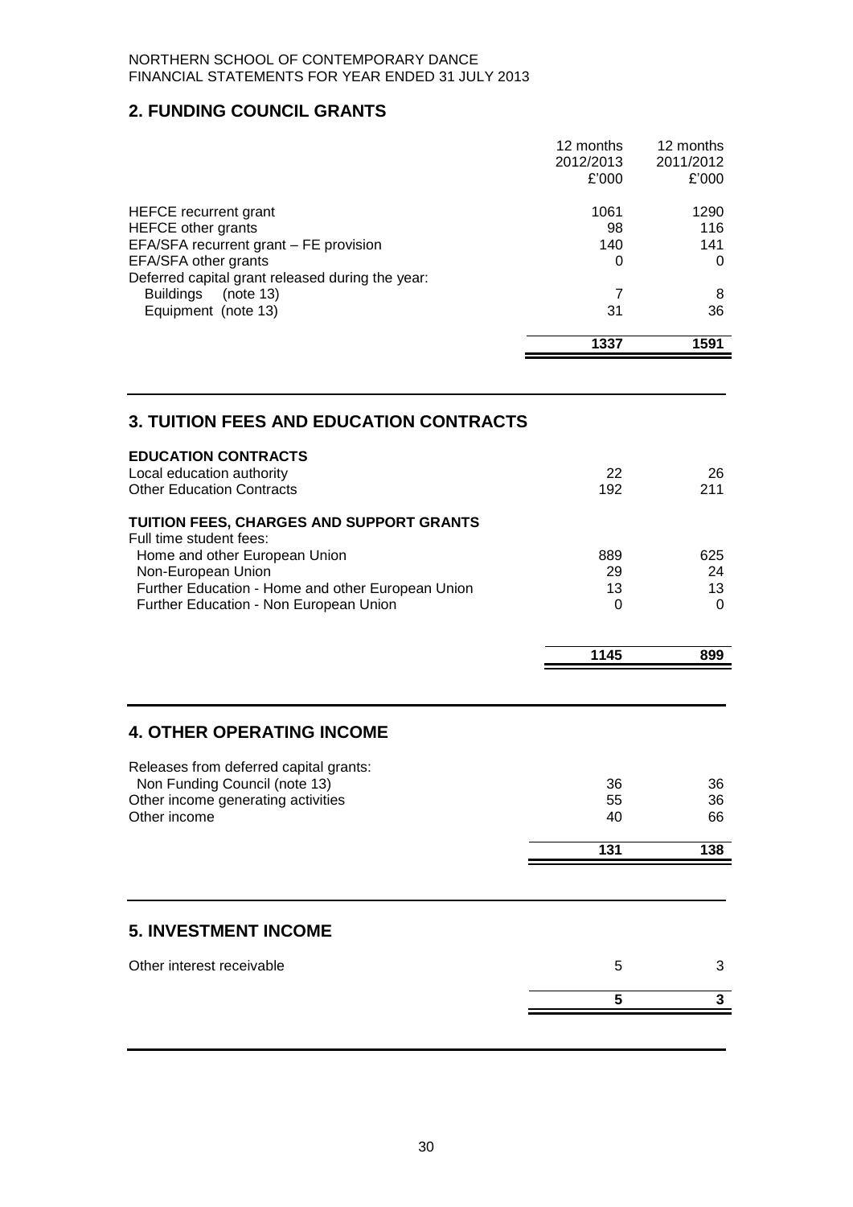## 2. FUNDING COUNCIL GRANTS

| | 12 months 2012/2013 £'000 | 12 months 2011/2012 £'000 |
|---|---|---|
| HEFCE recurrent grant | 1061 | 1290 |
| HEFCE other grants | 98 | 116 |
| EFA/SFA recurrent grant – FE provision | 140 | 141 |
| EFA/SFA other grants | 0 | 0 |
| Deferred capital grant released during the year: | | |
| Buildings (note 13) | 7 | 8 |
| Equipment (note 13) | 31 | 36 |
| | **1337** | **1591** |

## 3. TUITION FEES AND EDUCATION CONTRACTS

| | | |
|---|---|---|
| **EDUCATION CONTRACTS** | | |
| Local education authority | 22 | 26 |
| Other Education Contracts | 192 | 211 |
| **TUITION FEES, CHARGES AND SUPPORT GRANTS** | | |
| Full time student fees: | | |
| Home and other European Union | 889 | 625 |
| Non-European Union | 29 | 24 |
| Further Education - Home and other European Union | 13 | 13 |
| Further Education - Non European Union | 0 | 0 |
| | **1145** | **899** |

## 4. OTHER OPERATING INCOME

| | | |
|---|---|---|
| Releases from deferred capital grants: | | |
| Non Funding Council (note 13) | 36 | 36 |
| Other income generating activities | 55 | 36 |
| Other income | 40 | 66 |
| | **131** | **138** |

## 5. INVESTMENT INCOME

| | | |
|---|---|---|
| Other interest receivable | 5 | 3 |
| | **5** | **3** |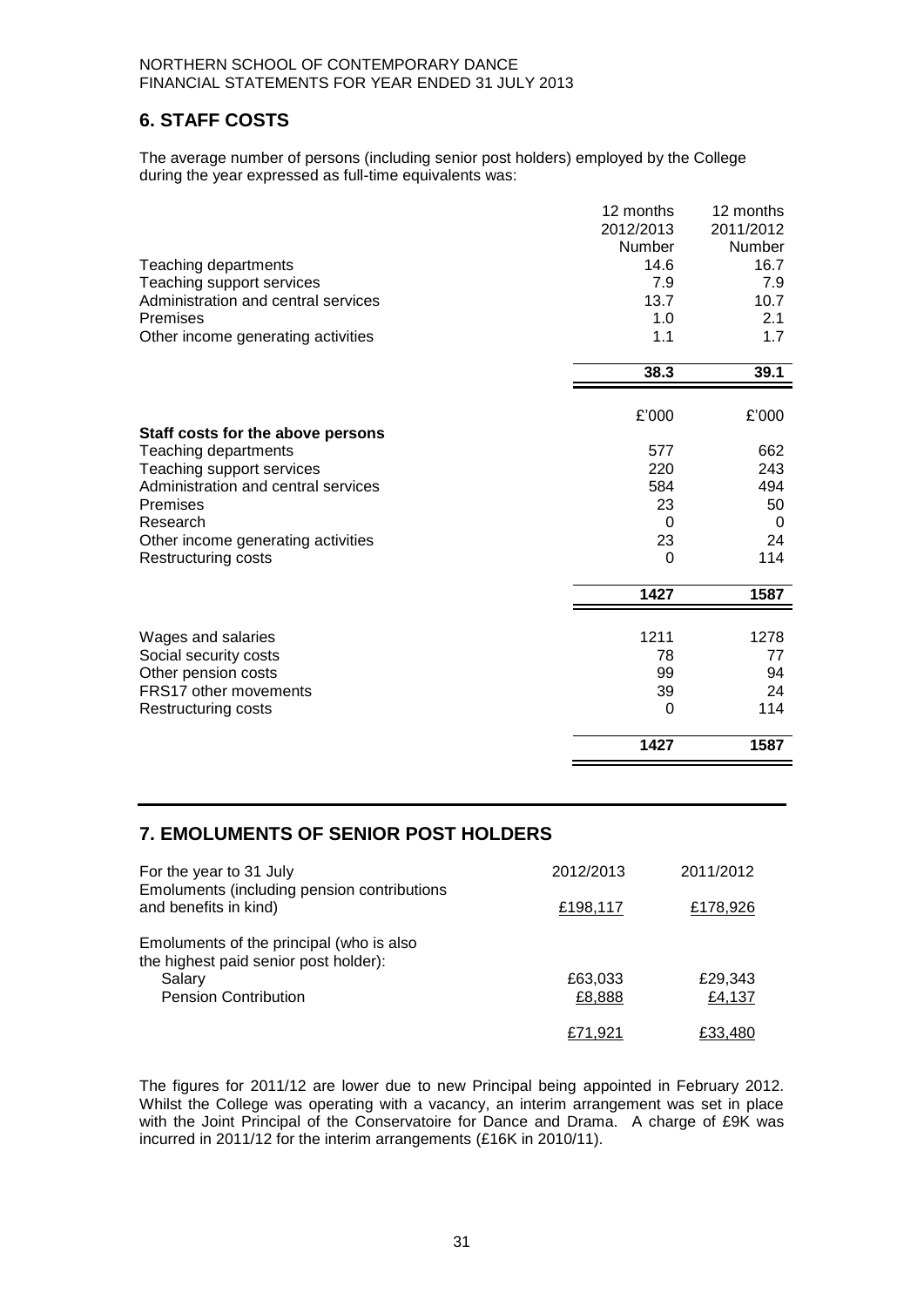NORTHERN SCHOOL OF CONTEMPORARY DANCE
FINANCIAL STATEMENTS FOR YEAR ENDED 31 JULY 2013

## 6. STAFF COSTS

The average number of persons (including senior post holders) employed by the College during the year expressed as full-time equivalents was:

| | 12 months 2012/2013 Number | 12 months 2011/2012 Number |
|---|---|---|
| Teaching departments | 14.6 | 16.7 |
| Teaching support services | 7.9 | 7.9 |
| Administration and central services | 13.7 | 10.7 |
| Premises | 1.0 | 2.1 |
| Other income generating activities | 1.1 | 1.7 |
| | **38.3** | **39.1** |

| | £'000 | £'000 |
|---|---|---|
| **Staff costs for the above persons** | | |
| Teaching departments | 577 | 662 |
| Teaching support services | 220 | 243 |
| Administration and central services | 584 | 494 |
| Premises | 23 | 50 |
| Research | 0 | 0 |
| Other income generating activities | 23 | 24 |
| Restructuring costs | 0 | 114 |
| | **1427** | **1587** |
| Wages and salaries | 1211 | 1278 |
| Social security costs | 78 | 77 |
| Other pension costs | 99 | 94 |
| FRS17 other movements | 39 | 24 |
| Restructuring costs | 0 | 114 |
| | **1427** | **1587** |

## 7. EMOLUMENTS OF SENIOR POST HOLDERS

| For the year to 31 July | 2012/2013 | 2011/2012 |
|---|---|---|
| Emoluments (including pension contributions and benefits in kind) | £198,117 | £178,926 |
| Emoluments of the principal (who is also the highest paid senior post holder): | | |
| Salary | £63,033 | £29,343 |
| Pension Contribution | £8,888 | £4,137 |
| | £71,921 | £33,480 |

The figures for 2011/12 are lower due to new Principal being appointed in February 2012. Whilst the College was operating with a vacancy, an interim arrangement was set in place with the Joint Principal of the Conservatoire for Dance and Drama. A charge of £9K was incurred in 2011/12 for the interim arrangements (£16K in 2010/11).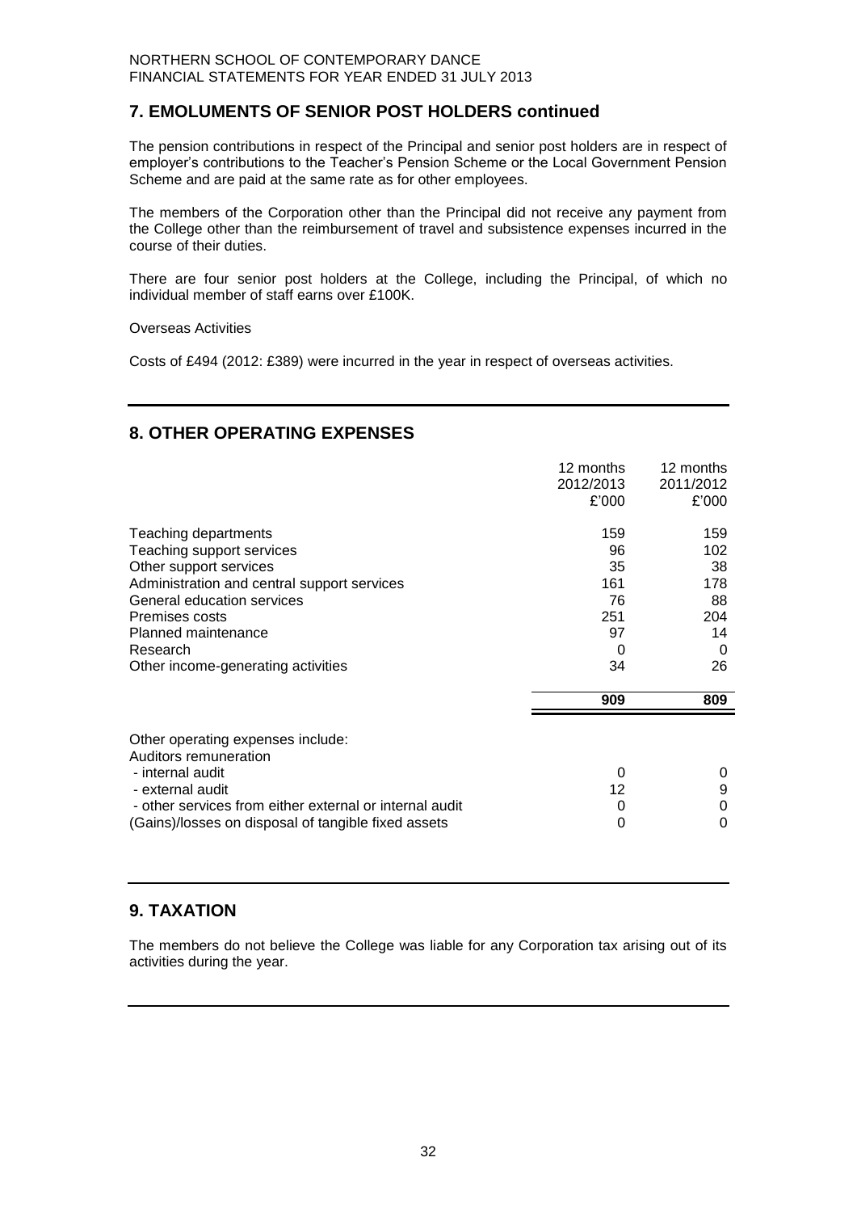## 7. EMOLUMENTS OF SENIOR POST HOLDERS continued

The pension contributions in respect of the Principal and senior post holders are in respect of employer's contributions to the Teacher's Pension Scheme or the Local Government Pension Scheme and are paid at the same rate as for other employees.

The members of the Corporation other than the Principal did not receive any payment from the College other than the reimbursement of travel and subsistence expenses incurred in the course of their duties.

There are four senior post holders at the College, including the Principal, of which no individual member of staff earns over £100K.

Overseas Activities

Costs of £494 (2012: £389) were incurred in the year in respect of overseas activities.

## 8. OTHER OPERATING EXPENSES

| | 12 months 2012/2013 £'000 | 12 months 2011/2012 £'000 |
|---|---|---|
| Teaching departments | 159 | 159 |
| Teaching support services | 96 | 102 |
| Other support services | 35 | 38 |
| Administration and central support services | 161 | 178 |
| General education services | 76 | 88 |
| Premises costs | 251 | 204 |
| Planned maintenance | 97 | 14 |
| Research | 0 | 0 |
| Other income-generating activities | 34 | 26 |
| | **909** | **809** |

| | | |
|---|---|---|
| Other operating expenses include: | | |
| Auditors remuneration | | |
| - internal audit | 0 | 0 |
| - external audit | 12 | 9 |
| - other services from either external or internal audit | 0 | 0 |
| (Gains)/losses on disposal of tangible fixed assets | 0 | 0 |

## 9. TAXATION

The members do not believe the College was liable for any Corporation tax arising out of its activities during the year.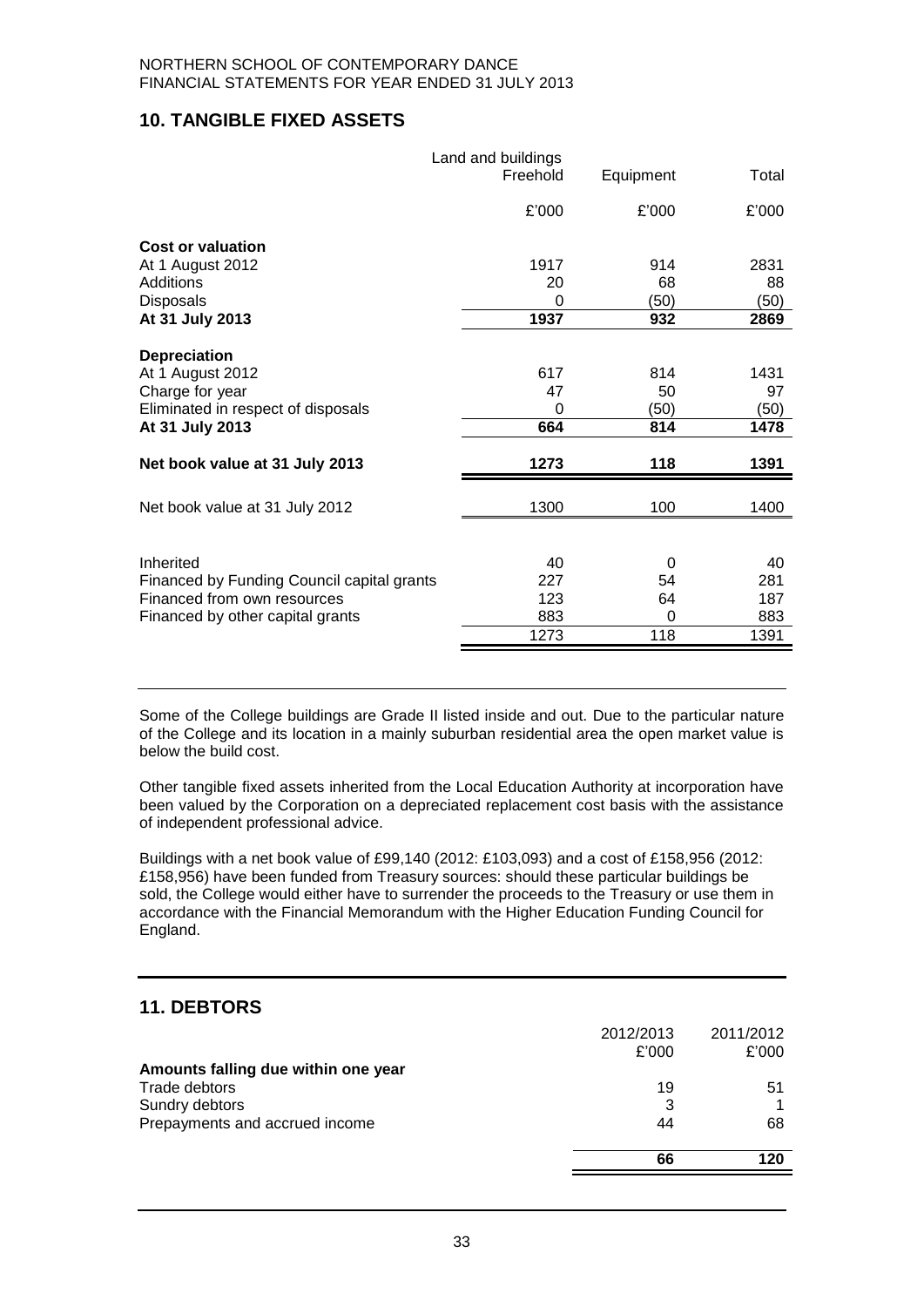## 10. TANGIBLE FIXED ASSETS

| | Land and buildings Freehold | Equipment | Total |
|---|---|---|---|
| | £'000 | £'000 | £'000 |
| **Cost or valuation** | | | |
| At 1 August 2012 | 1917 | 914 | 2831 |
| Additions | 20 | 68 | 88 |
| Disposals | 0 | (50) | (50) |
| **At 31 July 2013** | **1937** | **932** | **2869** |
| **Depreciation** | | | |
| At 1 August 2012 | 617 | 814 | 1431 |
| Charge for year | 47 | 50 | 97 |
| Eliminated in respect of disposals | 0 | (50) | (50) |
| **At 31 July 2013** | **664** | **814** | **1478** |
| **Net book value at 31 July 2013** | **1273** | **118** | **1391** |
| Net book value at 31 July 2012 | 1300 | 100 | 1400 |
| Inherited | 40 | 0 | 40 |
| Financed by Funding Council capital grants | 227 | 54 | 281 |
| Financed from own resources | 123 | 64 | 187 |
| Financed by other capital grants | 883 | 0 | 883 |
| | 1273 | 118 | 1391 |

Some of the College buildings are Grade II listed inside and out. Due to the particular nature of the College and its location in a mainly suburban residential area the open market value is below the build cost.

Other tangible fixed assets inherited from the Local Education Authority at incorporation have been valued by the Corporation on a depreciated replacement cost basis with the assistance of independent professional advice.

Buildings with a net book value of £99,140 (2012: £103,093) and a cost of £158,956 (2012: £158,956) have been funded from Treasury sources: should these particular buildings be sold, the College would either have to surrender the proceeds to the Treasury or use them in accordance with the Financial Memorandum with the Higher Education Funding Council for England.

## 11. DEBTORS

| | 2012/2013 | 2011/2012 |
|---|---|---|
| | £'000 | £'000 |
| **Amounts falling due within one year** | | |
| Trade debtors | 19 | 51 |
| Sundry debtors | 3 | 1 |
| Prepayments and accrued income | 44 | 68 |
| | **66** | **120** |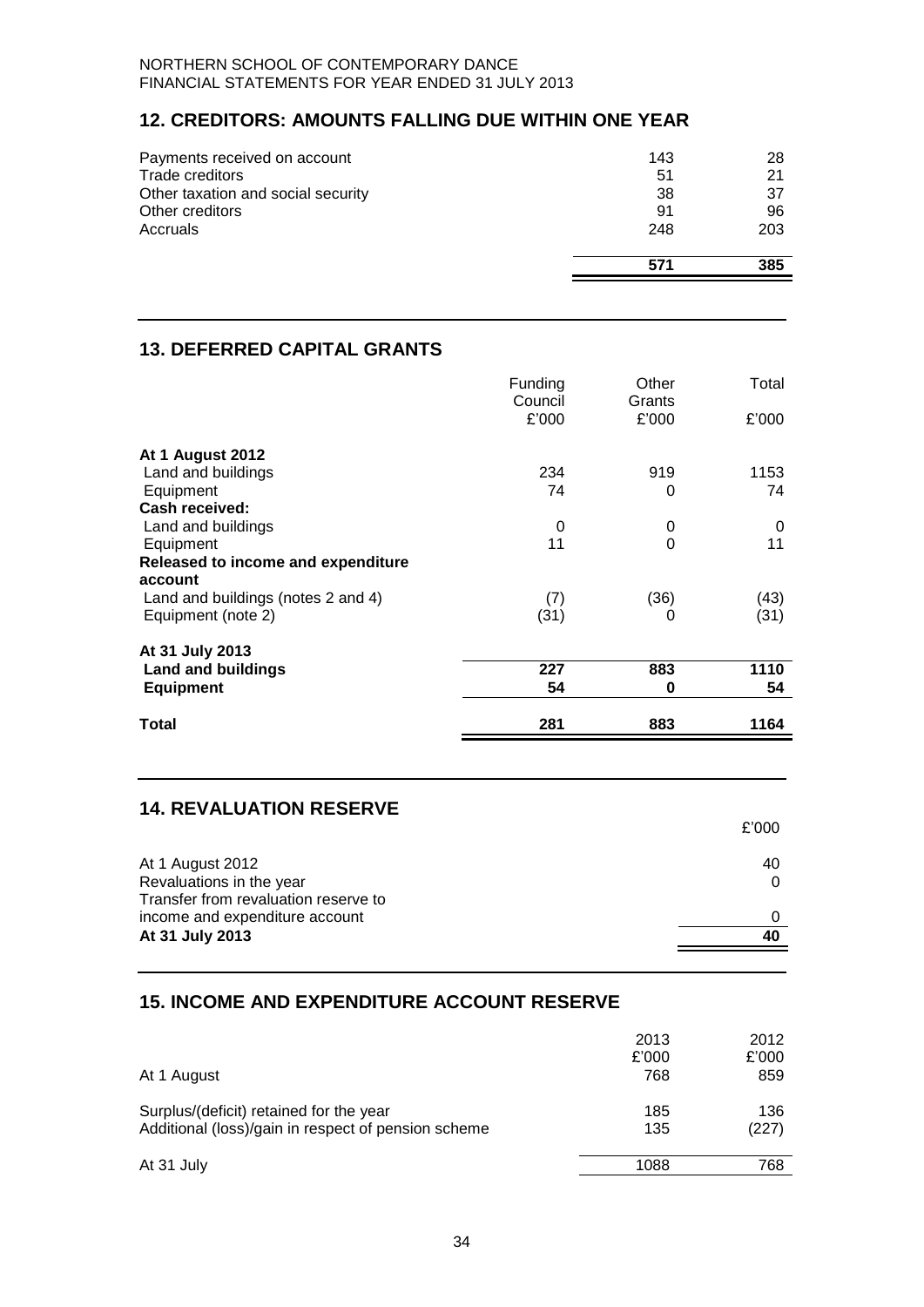## 12. CREDITORS: AMOUNTS FALLING DUE WITHIN ONE YEAR

| | | |
|---|---|---|
| Payments received on account | 143 | 28 |
| Trade creditors | 51 | 21 |
| Other taxation and social security | 38 | 37 |
| Other creditors | 91 | 96 |
| Accruals | 248 | 203 |
| | **571** | **385** |

## 13. DEFERRED CAPITAL GRANTS

| | Funding Council £'000 | Other Grants £'000 | Total £'000 |
|---|---|---|---|
| **At 1 August 2012** | | | |
| Land and buildings | 234 | 919 | 1153 |
| Equipment | 74 | 0 | 74 |
| **Cash received:** | | | |
| Land and buildings | 0 | 0 | 0 |
| Equipment | 11 | 0 | 11 |
| **Released to income and expenditure account** | | | |
| Land and buildings (notes 2 and 4) | (7) | (36) | (43) |
| Equipment (note 2) | (31) | 0 | (31) |
| **At 31 July 2013** | | | |
| **Land and buildings** | **227** | **883** | **1110** |
| **Equipment** | **54** | **0** | **54** |
| **Total** | **281** | **883** | **1164** |

## 14. REVALUATION RESERVE

| | £'000 |
|---|---|
| At 1 August 2012 | 40 |
| Revaluations in the year | 0 |
| Transfer from revaluation reserve to income and expenditure account | 0 |
| **At 31 July 2013** | **40** |

## 15. INCOME AND EXPENDITURE ACCOUNT RESERVE

| | 2013 £'000 | 2012 £'000 |
|---|---|---|
| At 1 August | 768 | 859 |
| Surplus/(deficit) retained for the year | 185 | 136 |
| Additional (loss)/gain in respect of pension scheme | 135 | (227) |
| At 31 July | 1088 | 768 |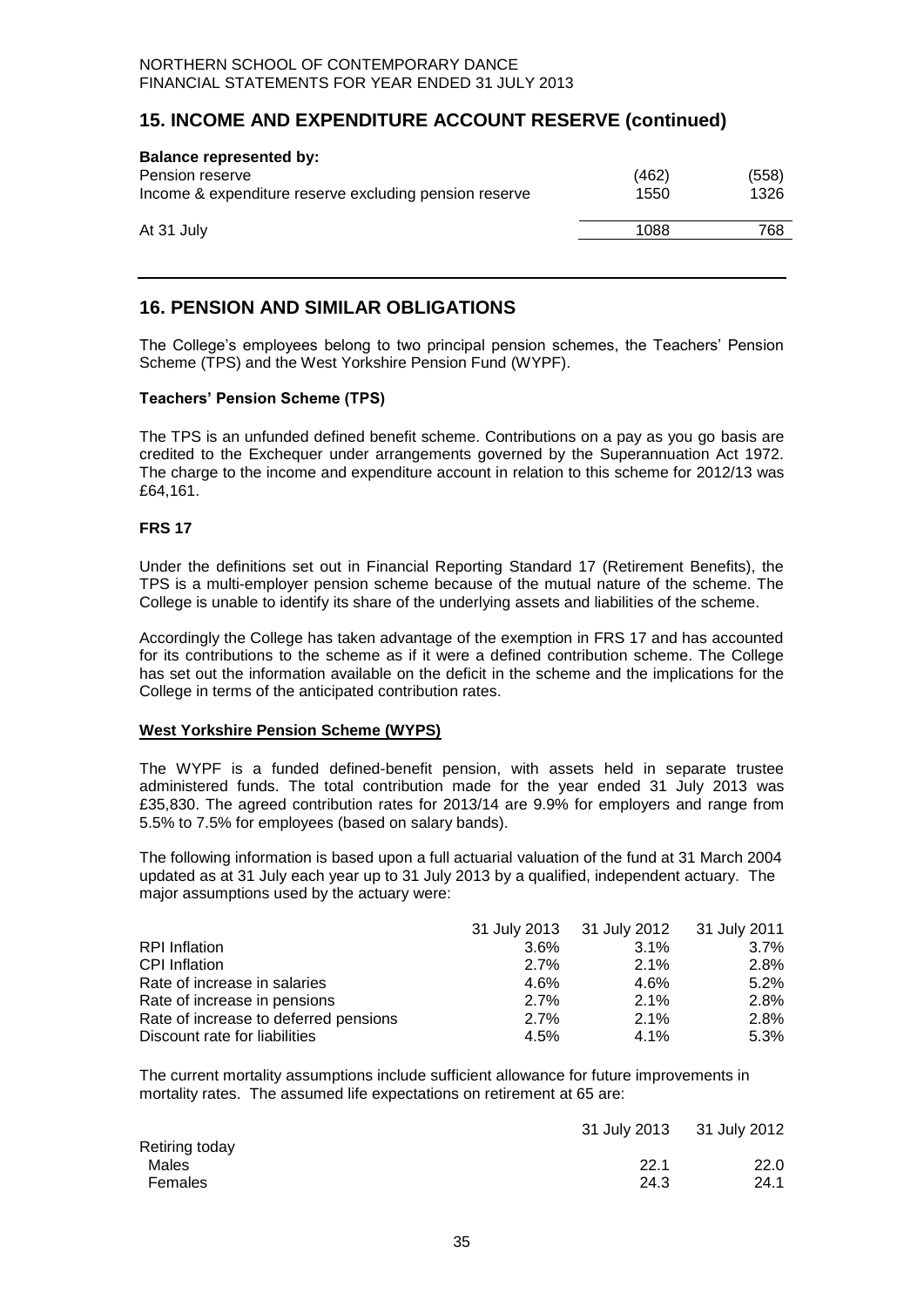## 15. INCOME AND EXPENDITURE ACCOUNT RESERVE (continued)

**Balance represented by:**

| | | |
|---|---|---|
| Pension reserve | (462) | (558) |
| Income & expenditure reserve excluding pension reserve | 1550 | 1326 |
| At 31 July | 1088 | 768 |

## 16. PENSION AND SIMILAR OBLIGATIONS

The College's employees belong to two principal pension schemes, the Teachers' Pension Scheme (TPS) and the West Yorkshire Pension Fund (WYPF).

### Teachers' Pension Scheme (TPS)

The TPS is an unfunded defined benefit scheme. Contributions on a pay as you go basis are credited to the Exchequer under arrangements governed by the Superannuation Act 1972. The charge to the income and expenditure account in relation to this scheme for 2012/13 was £64,161.

### FRS 17

Under the definitions set out in Financial Reporting Standard 17 (Retirement Benefits), the TPS is a multi-employer pension scheme because of the mutual nature of the scheme. The College is unable to identify its share of the underlying assets and liabilities of the scheme.

Accordingly the College has taken advantage of the exemption in FRS 17 and has accounted for its contributions to the scheme as if it were a defined contribution scheme. The College has set out the information available on the deficit in the scheme and the implications for the College in terms of the anticipated contribution rates.

### West Yorkshire Pension Scheme (WYPS)

The WYPF is a funded defined-benefit pension, with assets held in separate trustee administered funds. The total contribution made for the year ended 31 July 2013 was £35,830. The agreed contribution rates for 2013/14 are 9.9% for employers and range from 5.5% to 7.5% for employees (based on salary bands).

The following information is based upon a full actuarial valuation of the fund at 31 March 2004 updated as at 31 July each year up to 31 July 2013 by a qualified, independent actuary. The major assumptions used by the actuary were:

| | 31 July 2013 | 31 July 2012 | 31 July 2011 |
|---|---|---|---|
| RPI Inflation | 3.6% | 3.1% | 3.7% |
| CPI Inflation | 2.7% | 2.1% | 2.8% |
| Rate of increase in salaries | 4.6% | 4.6% | 5.2% |
| Rate of increase in pensions | 2.7% | 2.1% | 2.8% |
| Rate of increase to deferred pensions | 2.7% | 2.1% | 2.8% |
| Discount rate for liabilities | 4.5% | 4.1% | 5.3% |

The current mortality assumptions include sufficient allowance for future improvements in mortality rates. The assumed life expectations on retirement at 65 are:

| | 31 July 2013 | 31 July 2012 |
|---|---|---|
| Retiring today | | |
| Males | 22.1 | 22.0 |
| Females | 24.3 | 24.1 |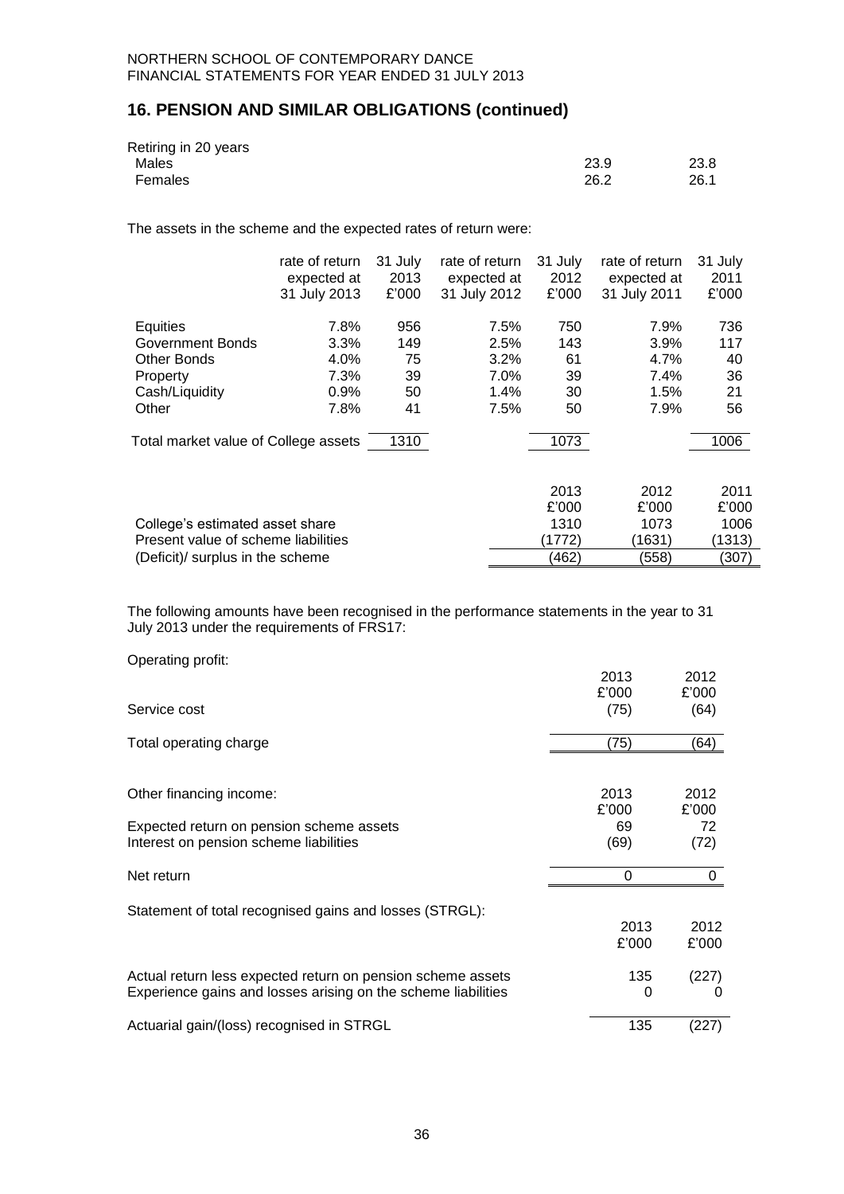## 16. PENSION AND SIMILAR OBLIGATIONS (continued)

| | | |
|---|---|---|
| Retiring in 20 years | | |
| Males | 23.9 | 23.8 |
| Females | 26.2 | 26.1 |

The assets in the scheme and the expected rates of return were:

| | rate of return expected at 31 July 2013 | 31 July 2013 £'000 | rate of return expected at 31 July 2012 | 31 July 2012 £'000 | rate of return expected at 31 July 2011 | 31 July 2011 £'000 |
|---|---|---|---|---|---|---|
| Equities | 7.8% | 956 | 7.5% | 750 | 7.9% | 736 |
| Government Bonds | 3.3% | 149 | 2.5% | 143 | 3.9% | 117 |
| Other Bonds | 4.0% | 75 | 3.2% | 61 | 4.7% | 40 |
| Property | 7.3% | 39 | 7.0% | 39 | 7.4% | 36 |
| Cash/Liquidity | 0.9% | 50 | 1.4% | 30 | 1.5% | 21 |
| Other | 7.8% | 41 | 7.5% | 50 | 7.9% | 56 |
| Total market value of College assets | | 1310 | | 1073 | | 1006 |

| | 2013 £'000 | 2012 £'000 | 2011 £'000 |
|---|---|---|---|
| College's estimated asset share | 1310 | 1073 | 1006 |
| Present value of scheme liabilities | (1772) | (1631) | (1313) |
| (Deficit)/ surplus in the scheme | (462) | (558) | (307) |

The following amounts have been recognised in the performance statements in the year to 31 July 2013 under the requirements of FRS17:

Operating profit:

| | 2013 £'000 | 2012 £'000 |
|---|---|---|
| Service cost | (75) | (64) |
| Total operating charge | (75) | (64) |

| Other financing income: | 2013 £'000 | 2012 £'000 |
|---|---|---|
| Expected return on pension scheme assets | 69 | 72 |
| Interest on pension scheme liabilities | (69) | (72) |
| Net return | 0 | 0 |

Statement of total recognised gains and losses (STRGL):

| | 2013 £'000 | 2012 £'000 |
|---|---|---|
| Actual return less expected return on pension scheme assets | 135 | (227) |
| Experience gains and losses arising on the scheme liabilities | 0 | 0 |
| Actuarial gain/(loss) recognised in STRGL | 135 | (227) |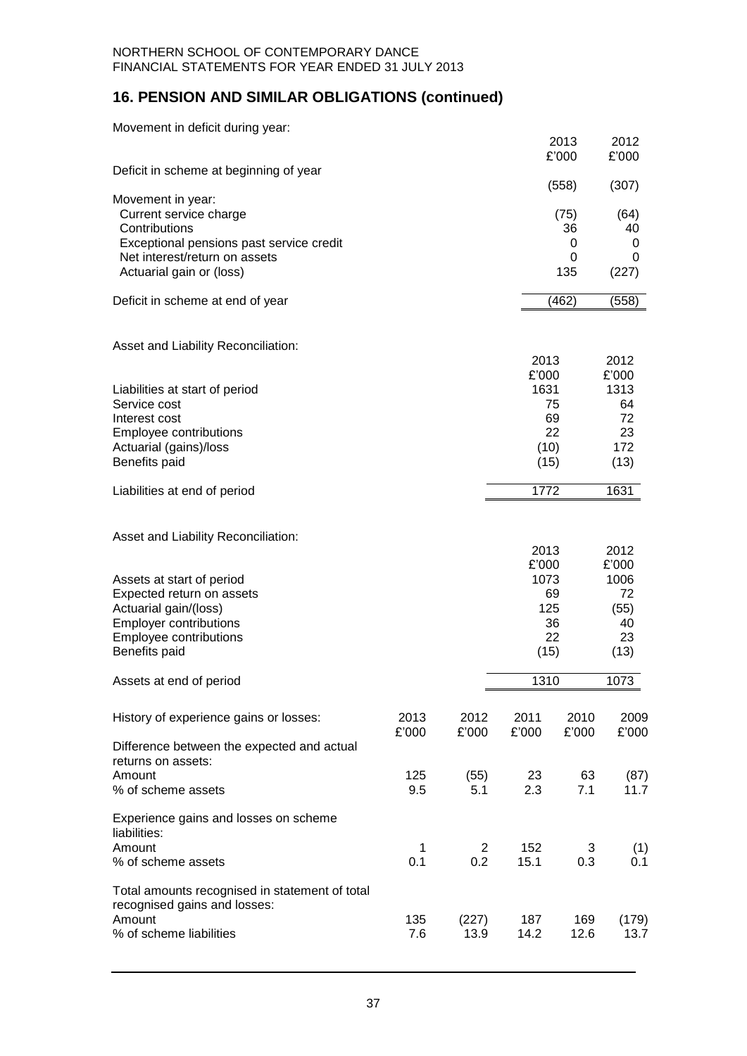## 16. PENSION AND SIMILAR OBLIGATIONS (continued)

Movement in deficit during year:

| | 2013 £'000 | 2012 £'000 |
|---|---|---|
| Deficit in scheme at beginning of year | (558) | (307) |
| Movement in year: | | |
| Current service charge | (75) | (64) |
| Contributions | 36 | 40 |
| Exceptional pensions past service credit | 0 | 0 |
| Net interest/return on assets | 0 | 0 |
| Actuarial gain or (loss) | 135 | (227) |
| Deficit in scheme at end of year | (462) | (558) |

Asset and Liability Reconciliation:

| | 2013 £'000 | 2012 £'000 |
|---|---|---|
| Liabilities at start of period | 1631 | 1313 |
| Service cost | 75 | 64 |
| Interest cost | 69 | 72 |
| Employee contributions | 22 | 23 |
| Actuarial (gains)/loss | (10) | 172 |
| Benefits paid | (15) | (13) |
| Liabilities at end of period | 1772 | 1631 |

Asset and Liability Reconciliation:

| | 2013 £'000 | 2012 £'000 |
|---|---|---|
| Assets at start of period | 1073 | 1006 |
| Expected return on assets | 69 | 72 |
| Actuarial gain/(loss) | 125 | (55) |
| Employer contributions | 36 | 40 |
| Employee contributions | 22 | 23 |
| Benefits paid | (15) | (13) |
| Assets at end of period | 1310 | 1073 |

| History of experience gains or losses: | 2013 £'000 | 2012 £'000 | 2011 £'000 | 2010 £'000 | 2009 £'000 |
|---|---|---|---|---|---|
| Difference between the expected and actual returns on assets: | | | | | |
| Amount | 125 | (55) | 23 | 63 | (87) |
| % of scheme assets | 9.5 | 5.1 | 2.3 | 7.1 | 11.7 |
| Experience gains and losses on scheme liabilities: | | | | | |
| Amount | 1 | 2 | 152 | 3 | (1) |
| % of scheme assets | 0.1 | 0.2 | 15.1 | 0.3 | 0.1 |
| Total amounts recognised in statement of total recognised gains and losses: | | | | | |
| Amount | 135 | (227) | 187 | 169 | (179) |
| % of scheme liabilities | 7.6 | 13.9 | 14.2 | 12.6 | 13.7 |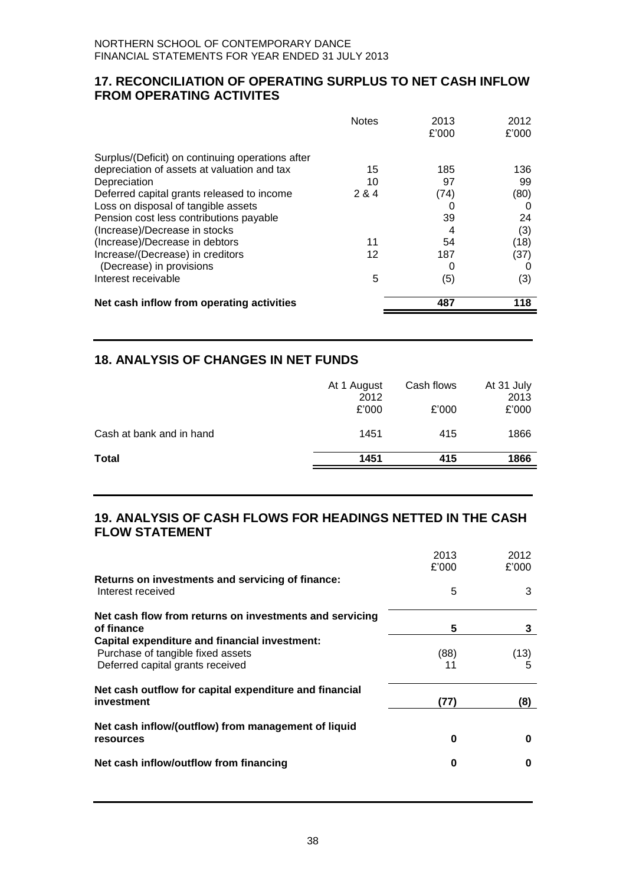NORTHERN SCHOOL OF CONTEMPORARY DANCE
FINANCIAL STATEMENTS FOR YEAR ENDED 31 JULY 2013

## 17. RECONCILIATION OF OPERATING SURPLUS TO NET CASH INFLOW FROM OPERATING ACTIVITES

| | Notes | 2013 £'000 | 2012 £'000 |
|---|---|---|---|
| Surplus/(Deficit) on continuing operations after depreciation of assets at valuation and tax | 15 | 185 | 136 |
| Depreciation | 10 | 97 | 99 |
| Deferred capital grants released to income | 2 & 4 | (74) | (80) |
| Loss on disposal of tangible assets | | 0 | 0 |
| Pension cost less contributions payable | | 39 | 24 |
| (Increase)/Decrease in stocks | | 4 | (3) |
| (Increase)/Decrease in debtors | 11 | 54 | (18) |
| Increase/(Decrease) in creditors | 12 | 187 | (37) |
| (Decrease) in provisions | | 0 | 0 |
| Interest receivable | 5 | (5) | (3) |
| **Net cash inflow from operating activities** | | **487** | **118** |

## 18. ANALYSIS OF CHANGES IN NET FUNDS

| | At 1 August 2012 £'000 | Cash flows £'000 | At 31 July 2013 £'000 |
|---|---|---|---|
| Cash at bank and in hand | 1451 | 415 | 1866 |
| **Total** | **1451** | **415** | **1866** |

## 19. ANALYSIS OF CASH FLOWS FOR HEADINGS NETTED IN THE CASH FLOW STATEMENT

| | 2013 £'000 | 2012 £'000 |
|---|---|---|
| **Returns on investments and servicing of finance:** | | |
| Interest received | 5 | 3 |
| **Net cash flow from returns on investments and servicing of finance** | **5** | **3** |
| **Capital expenditure and financial investment:** | | |
| Purchase of tangible fixed assets | (88) | (13) |
| Deferred capital grants received | 11 | 5 |
| **Net cash outflow for capital expenditure and financial investment** | **(77)** | **(8)** |
| **Net cash inflow/(outflow) from management of liquid resources** | **0** | **0** |
| **Net cash inflow/outflow from financing** | **0** | **0** |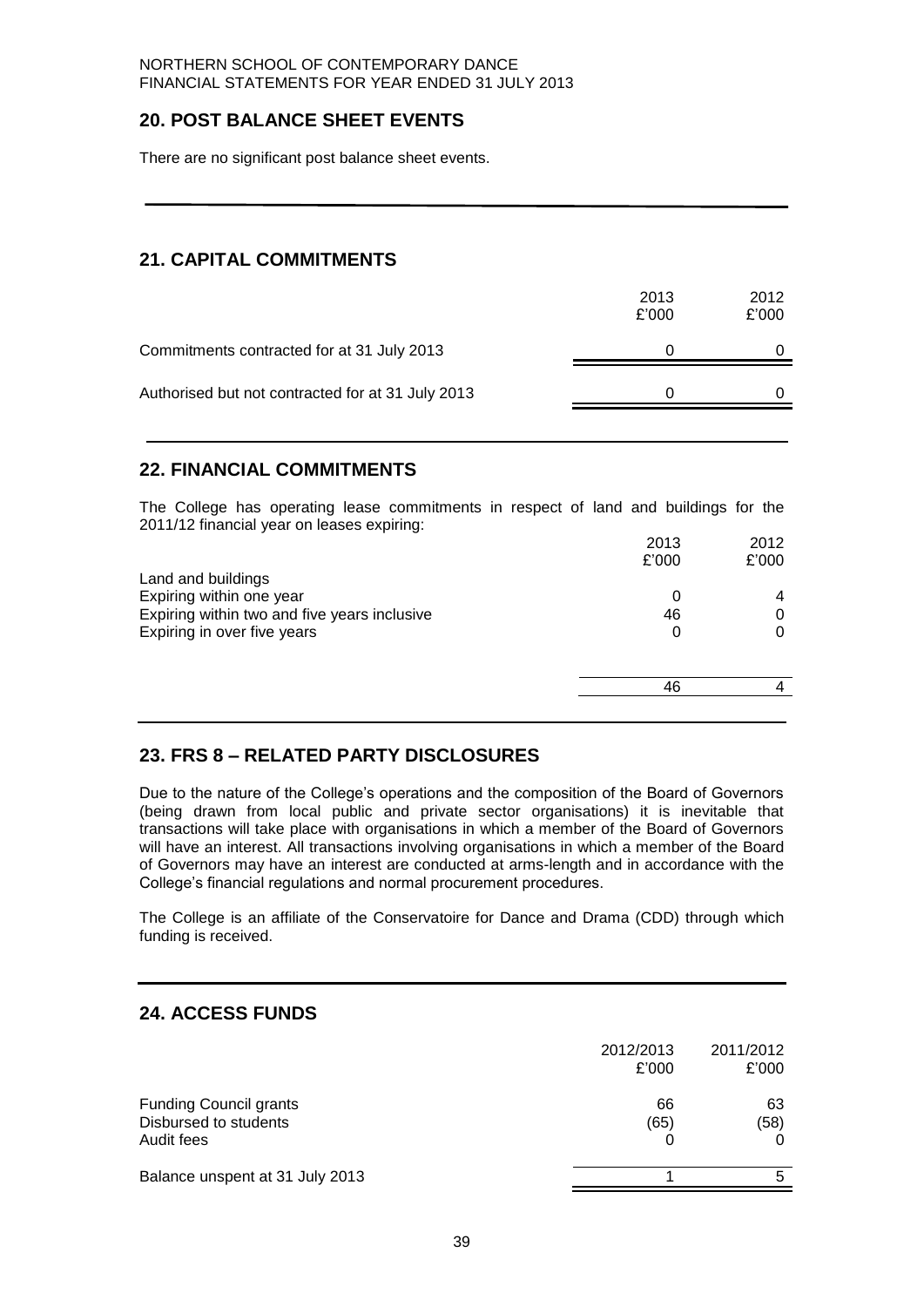## 20. POST BALANCE SHEET EVENTS

There are no significant post balance sheet events.

## 21. CAPITAL COMMITMENTS

| | 2013 £'000 | 2012 £'000 |
|---|---|---|
| Commitments contracted for at 31 July 2013 | 0 | 0 |
| Authorised but not contracted for at 31 July 2013 | 0 | 0 |

## 22. FINANCIAL COMMITMENTS

The College has operating lease commitments in respect of land and buildings for the 2011/12 financial year on leases expiring:

| | 2013 £'000 | 2012 £'000 |
|---|---|---|
| Land and buildings | | |
| Expiring within one year | 0 | 4 |
| Expiring within two and five years inclusive | 46 | 0 |
| Expiring in over five years | 0 | 0 |
| | 46 | 4 |

## 23. FRS 8 – RELATED PARTY DISCLOSURES

Due to the nature of the College's operations and the composition of the Board of Governors (being drawn from local public and private sector organisations) it is inevitable that transactions will take place with organisations in which a member of the Board of Governors will have an interest. All transactions involving organisations in which a member of the Board of Governors may have an interest are conducted at arms-length and in accordance with the College's financial regulations and normal procurement procedures.

The College is an affiliate of the Conservatoire for Dance and Drama (CDD) through which funding is received.

## 24. ACCESS FUNDS

| | 2012/2013 £'000 | 2011/2012 £'000 |
|---|---|---|
| Funding Council grants | 66 | 63 |
| Disbursed to students | (65) | (58) |
| Audit fees | 0 | 0 |
| Balance unspent at 31 July 2013 | 1 | 5 |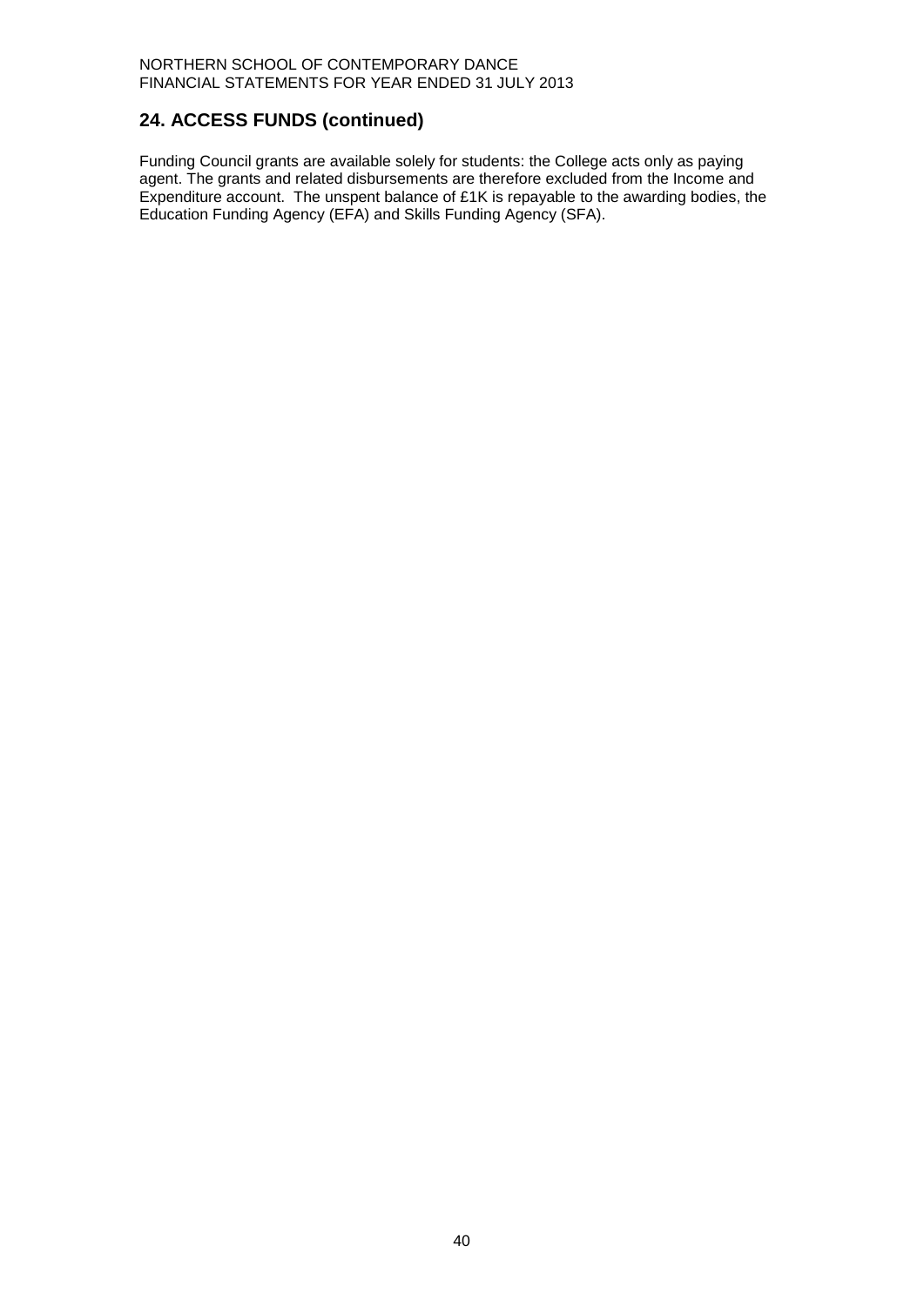## 24. ACCESS FUNDS (continued)

Funding Council grants are available solely for students: the College acts only as paying agent. The grants and related disbursements are therefore excluded from the Income and Expenditure account. The unspent balance of £1K is repayable to the awarding bodies, the Education Funding Agency (EFA) and Skills Funding Agency (SFA).